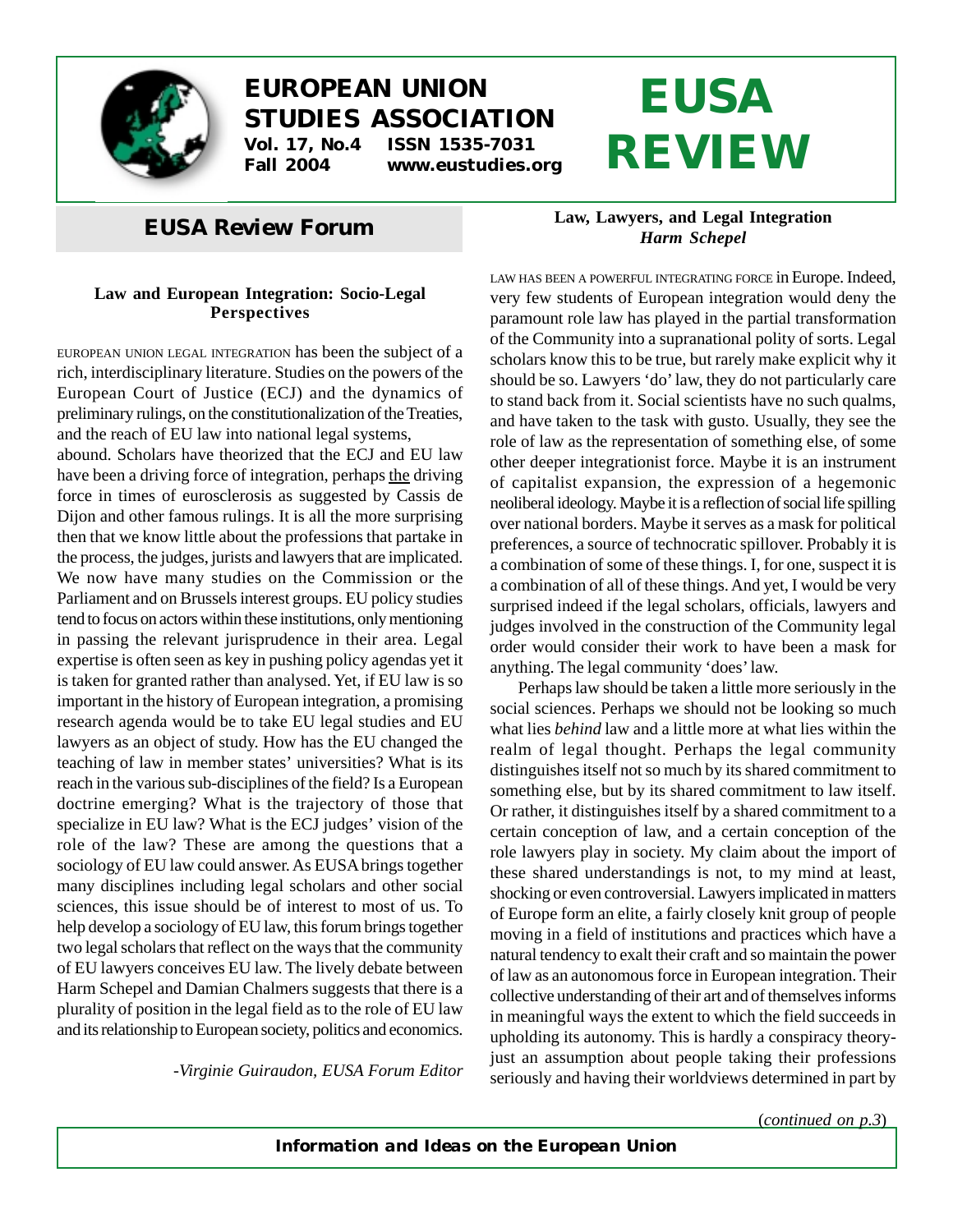# EUROPEAN UNION STUDIES ASSOCIATION

**Vol. 17, No.4 ISSN 1535-7031**
**Fall 2004 www.eustudies.org**

# EUSA REVIEW

## EUSA Review Forum

### Law and European Integration: Socio-Legal Perspectives

EUROPEAN UNION LEGAL INTEGRATION has been the subject of a rich, interdisciplinary literature. Studies on the powers of the European Court of Justice (ECJ) and the dynamics of preliminary rulings, on the constitutionalization of the Treaties, and the reach of EU law into national legal systems, abound. Scholars have theorized that the ECJ and EU law have been a driving force of integration, perhaps <u>the</u> driving force in times of eurosclerosis as suggested by Cassis de Dijon and other famous rulings. It is all the more surprising then that we know little about the professions that partake in the process, the judges, jurists and lawyers that are implicated. We now have many studies on the Commission or the Parliament and on Brussels interest groups. EU policy studies tend to focus on actors within these institutions, only mentioning in passing the relevant jurisprudence in their area. Legal expertise is often seen as key in pushing policy agendas yet it is taken for granted rather than analysed. Yet, if EU law is so important in the history of European integration, a promising research agenda would be to take EU legal studies and EU lawyers as an object of study. How has the EU changed the teaching of law in member states' universities? What is its reach in the various sub-disciplines of the field? Is a European doctrine emerging? What is the trajectory of those that specialize in EU law? What is the ECJ judges' vision of the role of the law? These are among the questions that a sociology of EU law could answer. As EUSA brings together many disciplines including legal scholars and other social sciences, this issue should be of interest to most of us. To help develop a sociology of EU law, this forum brings together two legal scholars that reflect on the ways that the community of EU lawyers conceives EU law. The lively debate between Harm Schepel and Damian Chalmers suggests that there is a plurality of position in the legal field as to the role of EU law and its relationship to European society, politics and economics.

*-Virginie Guiraudon, EUSA Forum Editor*

### Law, Lawyers, and Legal Integration

*Harm Schepel*

LAW HAS BEEN A POWERFUL INTEGRATING FORCE in Europe. Indeed, very few students of European integration would deny the paramount role law has played in the partial transformation of the Community into a supranational polity of sorts. Legal scholars know this to be true, but rarely make explicit why it should be so. Lawyers 'do' law, they do not particularly care to stand back from it. Social scientists have no such qualms, and have taken to the task with gusto. Usually, they see the role of law as the representation of something else, of some other deeper integrationist force. Maybe it is an instrument of capitalist expansion, the expression of a hegemonic neoliberal ideology. Maybe it is a reflection of social life spilling over national borders. Maybe it serves as a mask for political preferences, a source of technocratic spillover. Probably it is a combination of some of these things. I, for one, suspect it is a combination of all of these things. And yet, I would be very surprised indeed if the legal scholars, officials, lawyers and judges involved in the construction of the Community legal order would consider their work to have been a mask for anything. The legal community 'does' law.

Perhaps law should be taken a little more seriously in the social sciences. Perhaps we should not be looking so much what lies *behind* law and a little more at what lies within the realm of legal thought. Perhaps the legal community distinguishes itself not so much by its shared commitment to something else, but by its shared commitment to law itself. Or rather, it distinguishes itself by a shared commitment to a certain conception of law, and a certain conception of the role lawyers play in society. My claim about the import of these shared understandings is not, to my mind at least, shocking or even controversial. Lawyers implicated in matters of Europe form an elite, a fairly closely knit group of people moving in a field of institutions and practices which have a natural tendency to exalt their craft and so maintain the power of law as an autonomous force in European integration. Their collective understanding of their art and of themselves informs in meaningful ways the extent to which the field succeeds in upholding its autonomy. This is hardly a conspiracy theory- just an assumption about people taking their professions seriously and having their worldviews determined in part by

(*continued on p.3*)

**Information and Ideas on the European Union**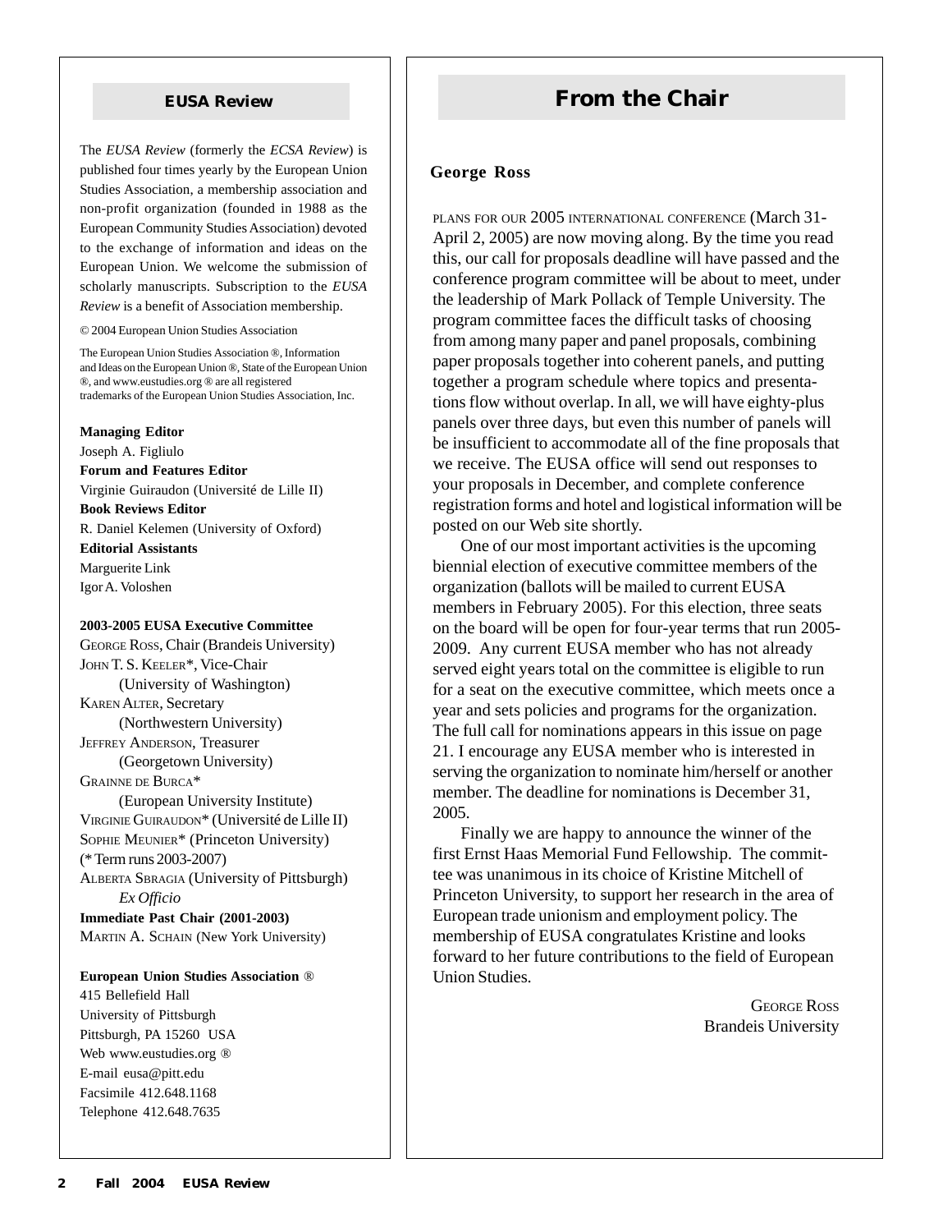## EUSA Review

The *EUSA Review* (formerly the *ECSA Review*) is published four times yearly by the European Union Studies Association, a membership association and non-profit organization (founded in 1988 as the European Community Studies Association) devoted to the exchange of information and ideas on the European Union. We welcome the submission of scholarly manuscripts. Subscription to the *EUSA Review* is a benefit of Association membership.

© 2004 European Union Studies Association

The European Union Studies Association ®, Information and Ideas on the European Union ®, State of the European Union ®, and www.eustudies.org ® are all registered trademarks of the European Union Studies Association, Inc.

**Managing Editor**
Joseph A. Figliulo

**Forum and Features Editor**
Virginie Guiraudon (Université de Lille II)

**Book Reviews Editor**
R. Daniel Kelemen (University of Oxford)

**Editorial Assistants**
Marguerite Link
Igor A. Voloshen

**2003-2005 EUSA Executive Committee**

George Ross, Chair (Brandeis University)
John T. S. Keeler*, Vice-Chair (University of Washington)
Karen Alter, Secretary (Northwestern University)
Jeffrey Anderson, Treasurer (Georgetown University)
Grainne de Burca* (European University Institute)
Virginie Guiraudon* (Université de Lille II)
Sophie Meunier* (Princeton University)
(* Term runs 2003-2007)
Alberta Sbragia (University of Pittsburgh) *Ex Officio*

**Immediate Past Chair (2001-2003)**
Martin A. Schain (New York University)

**European Union Studies Association ®**
415 Bellefield Hall
University of Pittsburgh
Pittsburgh, PA 15260 USA
Web www.eustudies.org ®
E-mail eusa@pitt.edu
Facsimile 412.648.1168
Telephone 412.648.7635

## From the Chair

**George Ross**

Plans for our 2005 international conference (March 31-April 2, 2005) are now moving along. By the time you read this, our call for proposals deadline will have passed and the conference program committee will be about to meet, under the leadership of Mark Pollack of Temple University. The program committee faces the difficult tasks of choosing from among many paper and panel proposals, combining paper proposals together into coherent panels, and putting together a program schedule where topics and presentations flow without overlap. In all, we will have eighty-plus panels over three days, but even this number of panels will be insufficient to accommodate all of the fine proposals that we receive. The EUSA office will send out responses to your proposals in December, and complete conference registration forms and hotel and logistical information will be posted on our Web site shortly.

One of our most important activities is the upcoming biennial election of executive committee members of the organization (ballots will be mailed to current EUSA members in February 2005). For this election, three seats on the board will be open for four-year terms that run 2005-2009. Any current EUSA member who has not already served eight years total on the committee is eligible to run for a seat on the executive committee, which meets once a year and sets policies and programs for the organization. The full call for nominations appears in this issue on page 21. I encourage any EUSA member who is interested in serving the organization to nominate him/herself or another member. The deadline for nominations is December 31, 2005.

Finally we are happy to announce the winner of the first Ernst Haas Memorial Fund Fellowship. The committee was unanimous in its choice of Kristine Mitchell of Princeton University, to support her research in the area of European trade unionism and employment policy. The membership of EUSA congratulates Kristine and looks forward to her future contributions to the field of European Union Studies.

George Ross
Brandeis University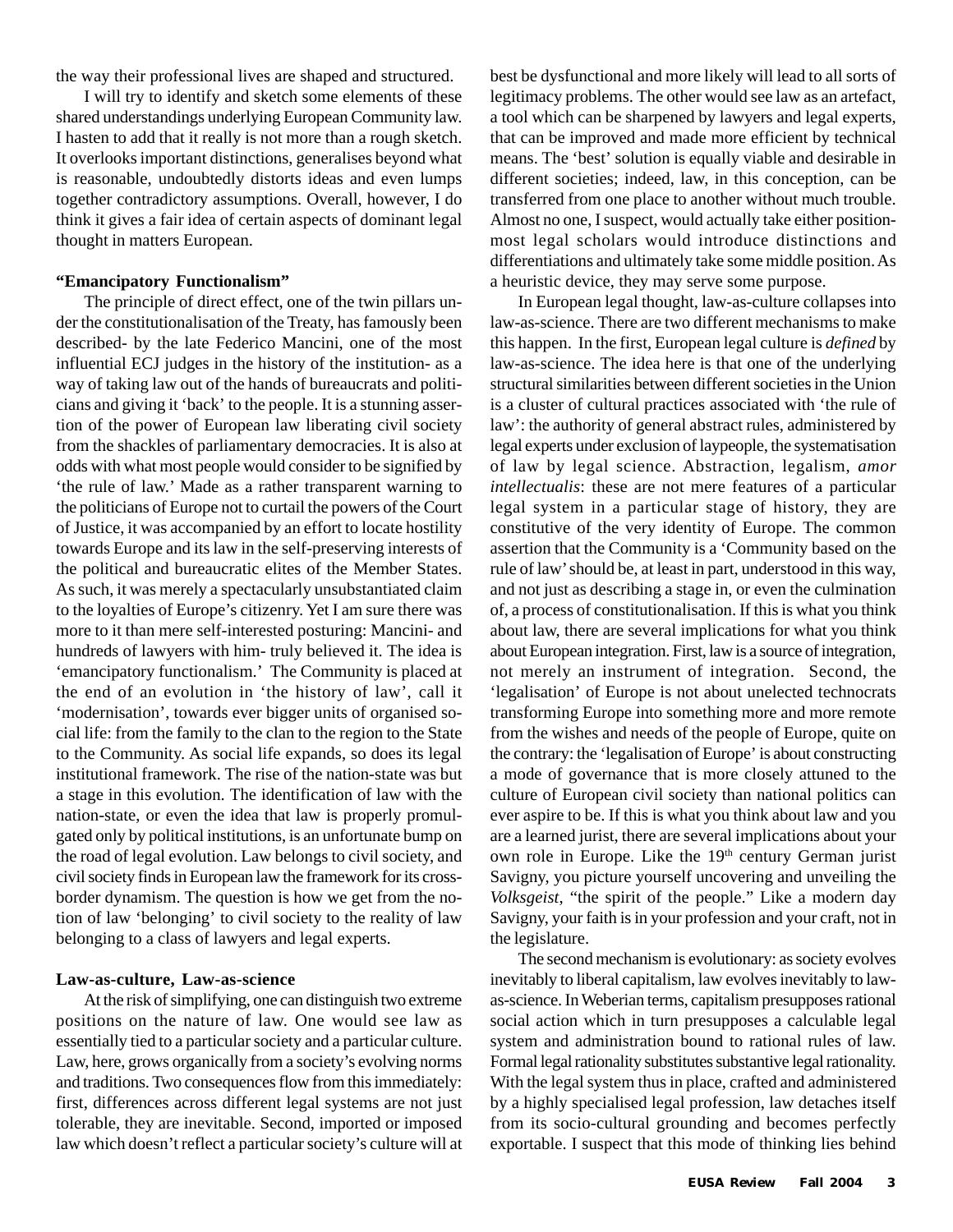the way their professional lives are shaped and structured.

I will try to identify and sketch some elements of these shared understandings underlying European Community law. I hasten to add that it really is not more than a rough sketch. It overlooks important distinctions, generalises beyond what is reasonable, undoubtedly distorts ideas and even lumps together contradictory assumptions. Overall, however, I do think it gives a fair idea of certain aspects of dominant legal thought in matters European.

### "Emancipatory Functionalism"

The principle of direct effect, one of the twin pillars under the constitutionalisation of the Treaty, has famously been described- by the late Federico Mancini, one of the most influential ECJ judges in the history of the institution- as a way of taking law out of the hands of bureaucrats and politicians and giving it 'back' to the people. It is a stunning assertion of the power of European law liberating civil society from the shackles of parliamentary democracies. It is also at odds with what most people would consider to be signified by 'the rule of law.' Made as a rather transparent warning to the politicians of Europe not to curtail the powers of the Court of Justice, it was accompanied by an effort to locate hostility towards Europe and its law in the self-preserving interests of the political and bureaucratic elites of the Member States. As such, it was merely a spectacularly unsubstantiated claim to the loyalties of Europe's citizenry. Yet I am sure there was more to it than mere self-interested posturing: Mancini- and hundreds of lawyers with him- truly believed it. The idea is 'emancipatory functionalism.' The Community is placed at the end of an evolution in 'the history of law', call it 'modernisation', towards ever bigger units of organised social life: from the family to the clan to the region to the State to the Community. As social life expands, so does its legal institutional framework. The rise of the nation-state was but a stage in this evolution. The identification of law with the nation-state, or even the idea that law is properly promulgated only by political institutions, is an unfortunate bump on the road of legal evolution. Law belongs to civil society, and civil society finds in European law the framework for its cross-border dynamism. The question is how we get from the notion of law 'belonging' to civil society to the reality of law belonging to a class of lawyers and legal experts.

### Law-as-culture, Law-as-science

At the risk of simplifying, one can distinguish two extreme positions on the nature of law. One would see law as essentially tied to a particular society and a particular culture. Law, here, grows organically from a society's evolving norms and traditions. Two consequences flow from this immediately: first, differences across different legal systems are not just tolerable, they are inevitable. Second, imported or imposed law which doesn't reflect a particular society's culture will at best be dysfunctional and more likely will lead to all sorts of legitimacy problems. The other would see law as an artefact, a tool which can be sharpened by lawyers and legal experts, that can be improved and made more efficient by technical means. The 'best' solution is equally viable and desirable in different societies; indeed, law, in this conception, can be transferred from one place to another without much trouble. Almost no one, I suspect, would actually take either position- most legal scholars would introduce distinctions and differentiations and ultimately take some middle position. As a heuristic device, they may serve some purpose.

In European legal thought, law-as-culture collapses into law-as-science. There are two different mechanisms to make this happen. In the first, European legal culture is *defined* by law-as-science. The idea here is that one of the underlying structural similarities between different societies in the Union is a cluster of cultural practices associated with 'the rule of law': the authority of general abstract rules, administered by legal experts under exclusion of laypeople, the systematisation of law by legal science. Abstraction, legalism, *amor intellectualis*: these are not mere features of a particular legal system in a particular stage of history, they are constitutive of the very identity of Europe. The common assertion that the Community is a 'Community based on the rule of law' should be, at least in part, understood in this way, and not just as describing a stage in, or even the culmination of, a process of constitutionalisation. If this is what you think about law, there are several implications for what you think about European integration. First, law is a source of integration, not merely an instrument of integration. Second, the 'legalisation' of Europe is not about unelected technocrats transforming Europe into something more and more remote from the wishes and needs of the people of Europe, quite on the contrary: the 'legalisation of Europe' is about constructing a mode of governance that is more closely attuned to the culture of European civil society than national politics can ever aspire to be. If this is what you think about law and you are a learned jurist, there are several implications about your own role in Europe. Like the 19th century German jurist Savigny, you picture yourself uncovering and unveiling the *Volksgeist*, "the spirit of the people." Like a modern day Savigny, your faith is in your profession and your craft, not in the legislature.

The second mechanism is evolutionary: as society evolves inevitably to liberal capitalism, law evolves inevitably to law-as-science. In Weberian terms, capitalism presupposes rational social action which in turn presupposes a calculable legal system and administration bound to rational rules of law. Formal legal rationality substitutes substantive legal rationality. With the legal system thus in place, crafted and administered by a highly specialised legal profession, law detaches itself from its socio-cultural grounding and becomes perfectly exportable. I suspect that this mode of thinking lies behind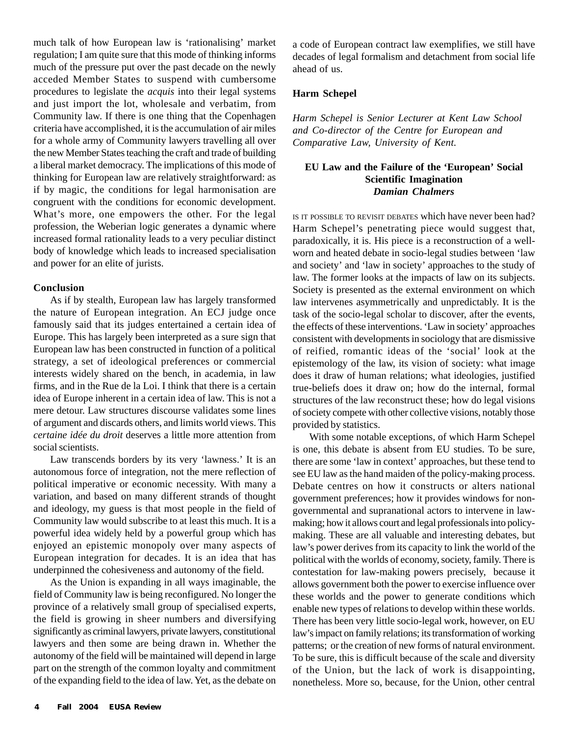much talk of how European law is 'rationalising' market regulation; I am quite sure that this mode of thinking informs much of the pressure put over the past decade on the newly acceded Member States to suspend with cumbersome procedures to legislate the *acquis* into their legal systems and just import the lot, wholesale and verbatim, from Community law. If there is one thing that the Copenhagen criteria have accomplished, it is the accumulation of air miles for a whole army of Community lawyers travelling all over the new Member States teaching the craft and trade of building a liberal market democracy. The implications of this mode of thinking for European law are relatively straightforward: as if by magic, the conditions for legal harmonisation are congruent with the conditions for economic development. What's more, one empowers the other. For the legal profession, the Weberian logic generates a dynamic where increased formal rationality leads to a very peculiar distinct body of knowledge which leads to increased specialisation and power for an elite of jurists.

**Conclusion**

As if by stealth, European law has largely transformed the nature of European integration. An ECJ judge once famously said that its judges entertained a certain idea of Europe. This has largely been interpreted as a sure sign that European law has been constructed in function of a political strategy, a set of ideological preferences or commercial interests widely shared on the bench, in academia, in law firms, and in the Rue de la Loi. I think that there is a certain idea of Europe inherent in a certain idea of law. This is not a mere detour. Law structures discourse validates some lines of argument and discards others, and limits world views. This *certaine idée du droit* deserves a little more attention from social scientists.

Law transcends borders by its very 'lawness.' It is an autonomous force of integration, not the mere reflection of political imperative or economic necessity. With many a variation, and based on many different strands of thought and ideology, my guess is that most people in the field of Community law would subscribe to at least this much. It is a powerful idea widely held by a powerful group which has enjoyed an epistemic monopoly over many aspects of European integration for decades. It is an idea that has underpinned the cohesiveness and autonomy of the field.

As the Union is expanding in all ways imaginable, the field of Community law is being reconfigured. No longer the province of a relatively small group of specialised experts, the field is growing in sheer numbers and diversifying significantly as criminal lawyers, private lawyers, constitutional lawyers and then some are being drawn in. Whether the autonomy of the field will be maintained will depend in large part on the strength of the common loyalty and commitment of the expanding field to the idea of law. Yet, as the debate on a code of European contract law exemplifies, we still have decades of legal formalism and detachment from social life ahead of us.

**Harm Schepel**

*Harm Schepel is Senior Lecturer at Kent Law School and Co-director of the Centre for European and Comparative Law, University of Kent.*

## EU Law and the Failure of the 'European' Social Scientific Imagination

***Damian Chalmers***

IS IT POSSIBLE TO REVISIT DEBATES which have never been had? Harm Schepel's penetrating piece would suggest that, paradoxically, it is. His piece is a reconstruction of a well-worn and heated debate in socio-legal studies between 'law and society' and 'law in society' approaches to the study of law. The former looks at the impacts of law on its subjects. Society is presented as the external environment on which law intervenes asymmetrically and unpredictably. It is the task of the socio-legal scholar to discover, after the events, the effects of these interventions. 'Law in society' approaches consistent with developments in sociology that are dismissive of reified, romantic ideas of the 'social' look at the epistemology of the law, its vision of society: what image does it draw of human relations; what ideologies, justified true-beliefs does it draw on; how do the internal, formal structures of the law reconstruct these; how do legal visions of society compete with other collective visions, notably those provided by statistics.

With some notable exceptions, of which Harm Schepel is one, this debate is absent from EU studies. To be sure, there are some 'law in context' approaches, but these tend to see EU law as the hand maiden of the policy-making process. Debate centres on how it constructs or alters national government preferences; how it provides windows for non-governmental and supranational actors to intervene in law-making; how it allows court and legal professionals into policy-making. These are all valuable and interesting debates, but law's power derives from its capacity to link the world of the political with the worlds of economy, society, family. There is contestation for law-making powers precisely, because it allows government both the power to exercise influence over these worlds and the power to generate conditions which enable new types of relations to develop within these worlds. There has been very little socio-legal work, however, on EU law's impact on family relations; its transformation of working patterns; or the creation of new forms of natural environment. To be sure, this is difficult because of the scale and diversity of the Union, but the lack of work is disappointing, nonetheless. More so, because, for the Union, other central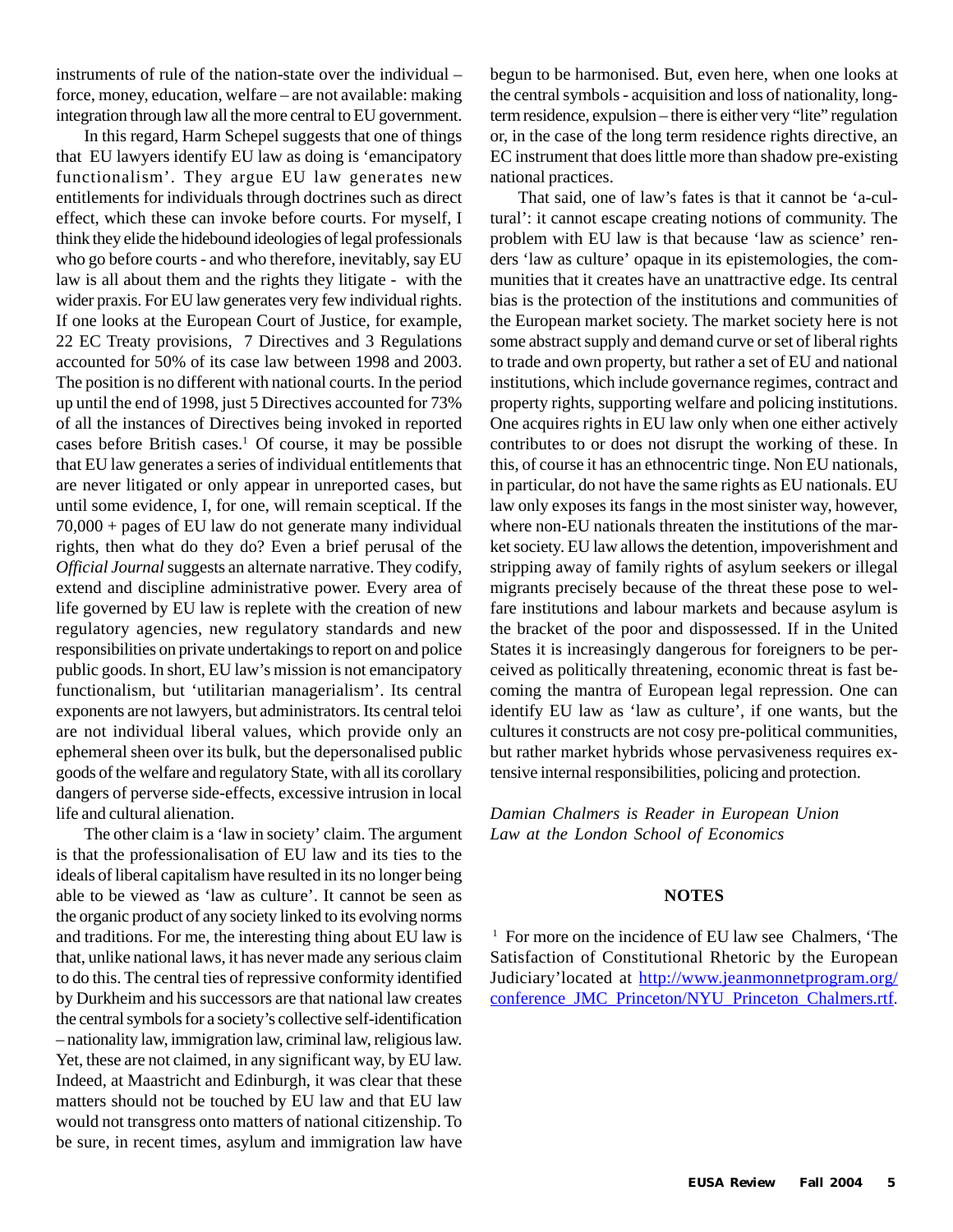instruments of rule of the nation-state over the individual – force, money, education, welfare – are not available: making integration through law all the more central to EU government.

In this regard, Harm Schepel suggests that one of things that EU lawyers identify EU law as doing is 'emancipatory functionalism'. They argue EU law generates new entitlements for individuals through doctrines such as direct effect, which these can invoke before courts. For myself, I think they elide the hidebound ideologies of legal professionals who go before courts - and who therefore, inevitably, say EU law is all about them and the rights they litigate - with the wider praxis. For EU law generates very few individual rights. If one looks at the European Court of Justice, for example, 22 EC Treaty provisions, 7 Directives and 3 Regulations accounted for 50% of its case law between 1998 and 2003. The position is no different with national courts. In the period up until the end of 1998, just 5 Directives accounted for 73% of all the instances of Directives being invoked in reported cases before British cases.[1] Of course, it may be possible that EU law generates a series of individual entitlements that are never litigated or only appear in unreported cases, but until some evidence, I, for one, will remain sceptical. If the 70,000 + pages of EU law do not generate many individual rights, then what do they do? Even a brief perusal of the *Official Journal* suggests an alternate narrative. They codify, extend and discipline administrative power. Every area of life governed by EU law is replete with the creation of new regulatory agencies, new regulatory standards and new responsibilities on private undertakings to report on and police public goods. In short, EU law's mission is not emancipatory functionalism, but 'utilitarian managerialism'. Its central exponents are not lawyers, but administrators. Its central teloi are not individual liberal values, which provide only an ephemeral sheen over its bulk, but the depersonalised public goods of the welfare and regulatory State, with all its corollary dangers of perverse side-effects, excessive intrusion in local life and cultural alienation.

The other claim is a 'law in society' claim. The argument is that the professionalisation of EU law and its ties to the ideals of liberal capitalism have resulted in its no longer being able to be viewed as 'law as culture'. It cannot be seen as the organic product of any society linked to its evolving norms and traditions. For me, the interesting thing about EU law is that, unlike national laws, it has never made any serious claim to do this. The central ties of repressive conformity identified by Durkheim and his successors are that national law creates the central symbols for a society's collective self-identification – nationality law, immigration law, criminal law, religious law. Yet, these are not claimed, in any significant way, by EU law. Indeed, at Maastricht and Edinburgh, it was clear that these matters should not be touched by EU law and that EU law would not transgress onto matters of national citizenship. To be sure, in recent times, asylum and immigration law have begun to be harmonised. But, even here, when one looks at the central symbols - acquisition and loss of nationality, long-term residence, expulsion – there is either very "lite" regulation or, in the case of the long term residence rights directive, an EC instrument that does little more than shadow pre-existing national practices.

That said, one of law's fates is that it cannot be 'a-cultural': it cannot escape creating notions of community. The problem with EU law is that because 'law as science' renders 'law as culture' opaque in its epistemologies, the communities that it creates have an unattractive edge. Its central bias is the protection of the institutions and communities of the European market society. The market society here is not some abstract supply and demand curve or set of liberal rights to trade and own property, but rather a set of EU and national institutions, which include governance regimes, contract and property rights, supporting welfare and policing institutions. One acquires rights in EU law only when one either actively contributes to or does not disrupt the working of these. In this, of course it has an ethnocentric tinge. Non EU nationals, in particular, do not have the same rights as EU nationals. EU law only exposes its fangs in the most sinister way, however, where non-EU nationals threaten the institutions of the market society. EU law allows the detention, impoverishment and stripping away of family rights of asylum seekers or illegal migrants precisely because of the threat these pose to welfare institutions and labour markets and because asylum is the bracket of the poor and dispossessed. If in the United States it is increasingly dangerous for foreigners to be perceived as politically threatening, economic threat is fast becoming the mantra of European legal repression. One can identify EU law as 'law as culture', if one wants, but the cultures it constructs are not cosy pre-political communities, but rather market hybrids whose pervasiveness requires extensive internal responsibilities, policing and protection.

*Damian Chalmers is Reader in European Union Law at the London School of Economics*

## NOTES

[1] For more on the incidence of EU law see Chalmers, 'The Satisfaction of Constitutional Rhetoric by the European Judiciary'located at http://www.jeanmonnetprogram.org/conference_JMC_Princeton/NYU_Princeton_Chalmers.rtf.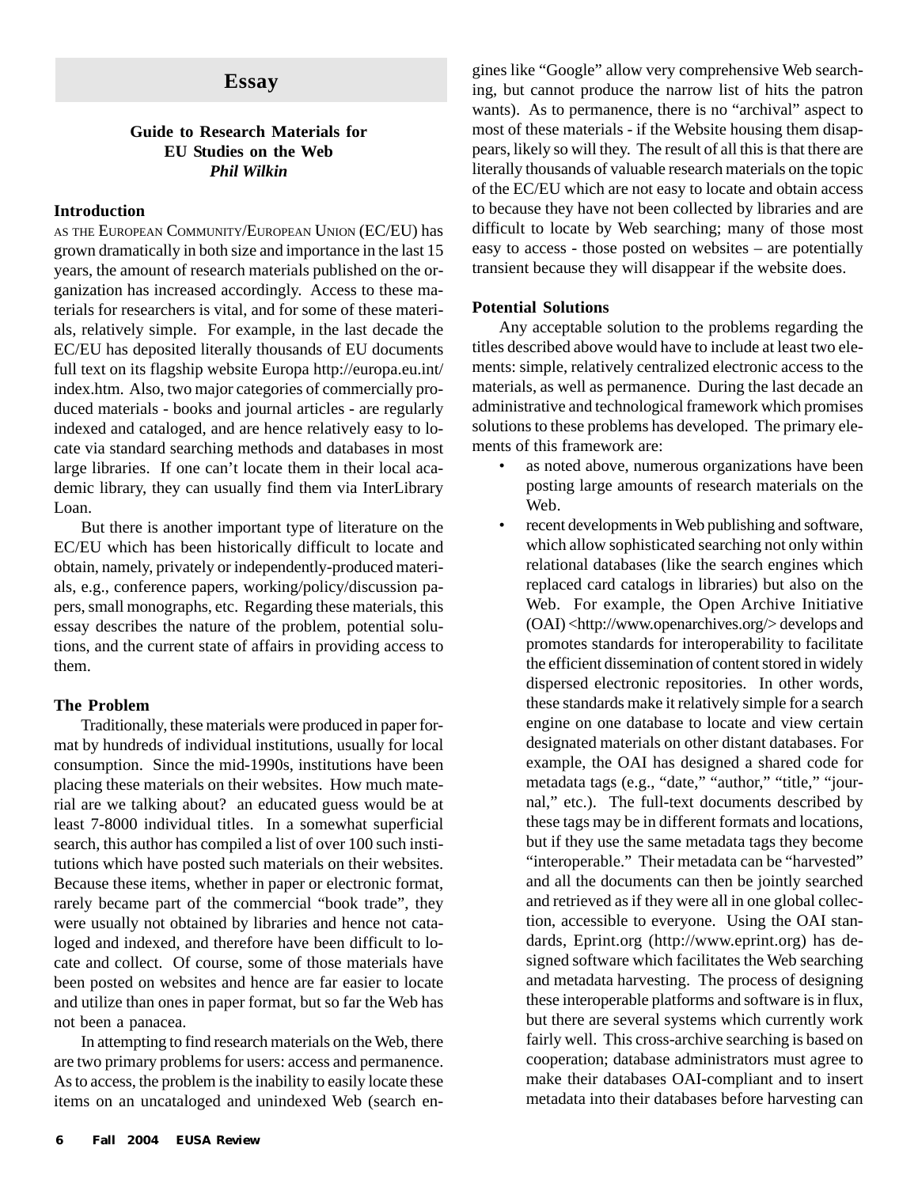## Essay

### Guide to Research Materials for EU Studies on the Web

***Phil Wilkin***

#### Introduction

As the European Community/European Union (EC/EU) has grown dramatically in both size and importance in the last 15 years, the amount of research materials published on the organization has increased accordingly. Access to these materials for researchers is vital, and for some of these materials, relatively simple. For example, in the last decade the EC/EU has deposited literally thousands of EU documents full text on its flagship website Europa http://europa.eu.int/index.htm. Also, two major categories of commercially produced materials - books and journal articles - are regularly indexed and cataloged, and are hence relatively easy to locate via standard searching methods and databases in most large libraries. If one can't locate them in their local academic library, they can usually find them via InterLibrary Loan.

But there is another important type of literature on the EC/EU which has been historically difficult to locate and obtain, namely, privately or independently-produced materials, e.g., conference papers, working/policy/discussion papers, small monographs, etc. Regarding these materials, this essay describes the nature of the problem, potential solutions, and the current state of affairs in providing access to them.

#### The Problem

Traditionally, these materials were produced in paper format by hundreds of individual institutions, usually for local consumption. Since the mid-1990s, institutions have been placing these materials on their websites. How much material are we talking about? an educated guess would be at least 7-8000 individual titles. In a somewhat superficial search, this author has compiled a list of over 100 such institutions which have posted such materials on their websites. Because these items, whether in paper or electronic format, rarely became part of the commercial "book trade", they were usually not obtained by libraries and hence not cataloged and indexed, and therefore have been difficult to locate and collect. Of course, some of those materials have been posted on websites and hence are far easier to locate and utilize than ones in paper format, but so far the Web has not been a panacea.

In attempting to find research materials on the Web, there are two primary problems for users: access and permanence. As to access, the problem is the inability to easily locate these items on an uncataloged and unindexed Web (search engines like "Google" allow very comprehensive Web searching, but cannot produce the narrow list of hits the patron wants). As to permanence, there is no "archival" aspect to most of these materials - if the Website housing them disappears, likely so will they. The result of all this is that there are literally thousands of valuable research materials on the topic of the EC/EU which are not easy to locate and obtain access to because they have not been collected by libraries and are difficult to locate by Web searching; many of those most easy to access - those posted on websites – are potentially transient because they will disappear if the website does.

#### Potential Solutions

Any acceptable solution to the problems regarding the titles described above would have to include at least two elements: simple, relatively centralized electronic access to the materials, as well as permanence. During the last decade an administrative and technological framework which promises solutions to these problems has developed. The primary elements of this framework are:

- as noted above, numerous organizations have been posting large amounts of research materials on the Web.
- recent developments in Web publishing and software, which allow sophisticated searching not only within relational databases (like the search engines which replaced card catalogs in libraries) but also on the Web. For example, the Open Archive Initiative (OAI) <http://www.openarchives.org/> develops and promotes standards for interoperability to facilitate the efficient dissemination of content stored in widely dispersed electronic repositories. In other words, these standards make it relatively simple for a search engine on one database to locate and view certain designated materials on other distant databases. For example, the OAI has designed a shared code for metadata tags (e.g., "date," "author," "title," "journal," etc.). The full-text documents described by these tags may be in different formats and locations, but if they use the same metadata tags they become "interoperable." Their metadata can be "harvested" and all the documents can then be jointly searched and retrieved as if they were all in one global collection, accessible to everyone. Using the OAI standards, Eprint.org (http://www.eprint.org) has designed software which facilitates the Web searching and metadata harvesting. The process of designing these interoperable platforms and software is in flux, but there are several systems which currently work fairly well. This cross-archive searching is based on cooperation; database administrators must agree to make their databases OAI-compliant and to insert metadata into their databases before harvesting can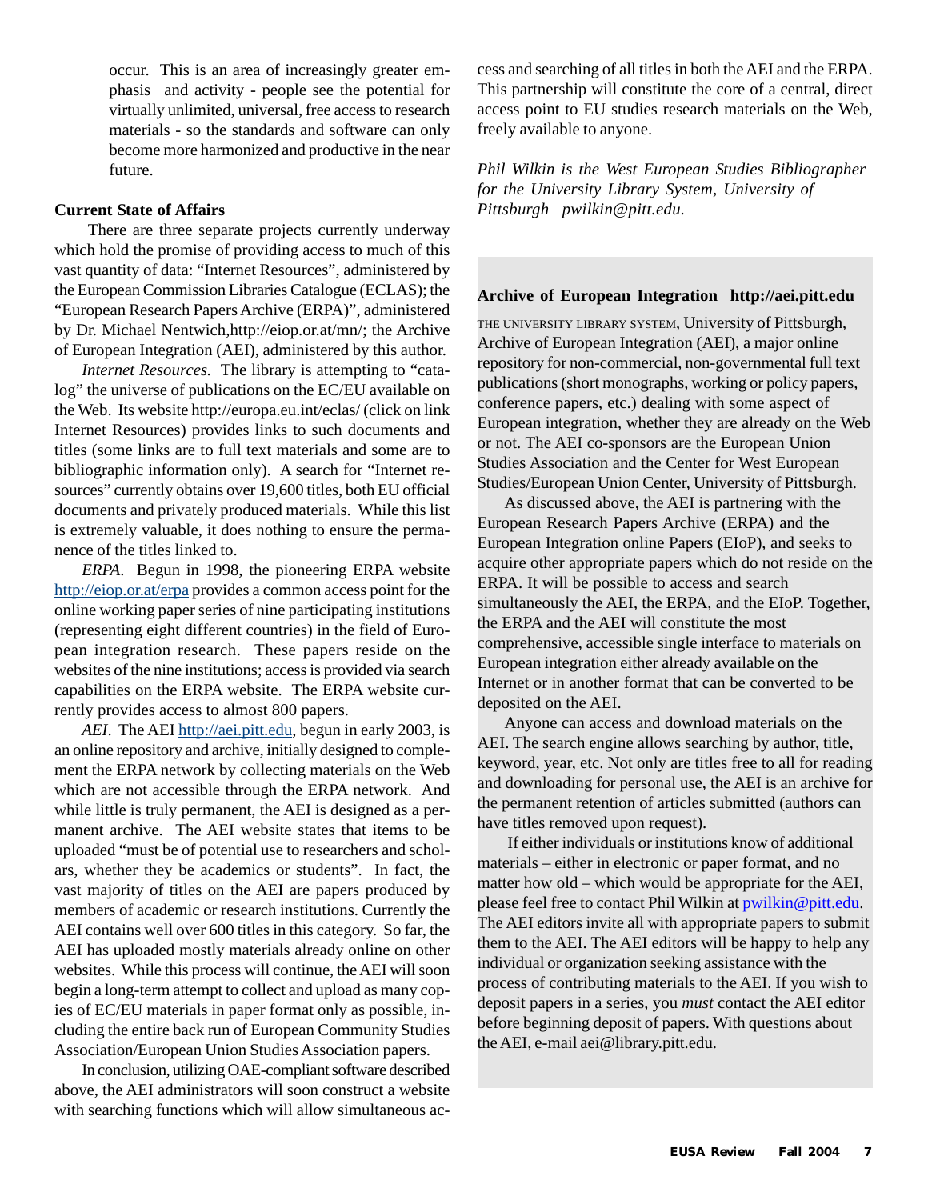occur. This is an area of increasingly greater emphasis and activity - people see the potential for virtually unlimited, universal, free access to research materials - so the standards and software can only become more harmonized and productive in the near future.

**Current State of Affairs**

There are three separate projects currently underway which hold the promise of providing access to much of this vast quantity of data: "Internet Resources", administered by the European Commission Libraries Catalogue (ECLAS); the "European Research Papers Archive (ERPA)", administered by Dr. Michael Nentwich,http://eiop.or.at/mn/; the Archive of European Integration (AEI), administered by this author.

*Internet Resources.* The library is attempting to "catalog" the universe of publications on the EC/EU available on the Web. Its website http://europa.eu.int/eclas/ (click on link Internet Resources) provides links to such documents and titles (some links are to full text materials and some are to bibliographic information only). A search for "Internet resources" currently obtains over 19,600 titles, both EU official documents and privately produced materials. While this list is extremely valuable, it does nothing to ensure the permanence of the titles linked to.

*ERPA.* Begun in 1998, the pioneering ERPA website http://eiop.or.at/erpa provides a common access point for the online working paper series of nine participating institutions (representing eight different countries) in the field of European integration research. These papers reside on the websites of the nine institutions; access is provided via search capabilities on the ERPA website. The ERPA website currently provides access to almost 800 papers.

*AEI*. The AEI http://aei.pitt.edu, begun in early 2003, is an online repository and archive, initially designed to complement the ERPA network by collecting materials on the Web which are not accessible through the ERPA network. And while little is truly permanent, the AEI is designed as a permanent archive. The AEI website states that items to be uploaded "must be of potential use to researchers and scholars, whether they be academics or students". In fact, the vast majority of titles on the AEI are papers produced by members of academic or research institutions. Currently the AEI contains well over 600 titles in this category. So far, the AEI has uploaded mostly materials already online on other websites. While this process will continue, the AEI will soon begin a long-term attempt to collect and upload as many copies of EC/EU materials in paper format only as possible, including the entire back run of European Community Studies Association/European Union Studies Association papers.

In conclusion, utilizing OAE-compliant software described above, the AEI administrators will soon construct a website with searching functions which will allow simultaneous access and searching of all titles in both the AEI and the ERPA. This partnership will constitute the core of a central, direct access point to EU studies research materials on the Web, freely available to anyone.

*Phil Wilkin is the West European Studies Bibliographer for the University Library System, University of Pittsburgh pwilkin@pitt.edu.*

**Archive of European Integration http://aei.pitt.edu**

THE UNIVERSITY LIBRARY SYSTEM, University of Pittsburgh, Archive of European Integration (AEI), a major online repository for non-commercial, non-governmental full text publications (short monographs, working or policy papers, conference papers, etc.) dealing with some aspect of European integration, whether they are already on the Web or not. The AEI co-sponsors are the European Union Studies Association and the Center for West European Studies/European Union Center, University of Pittsburgh.

As discussed above, the AEI is partnering with the European Research Papers Archive (ERPA) and the European Integration online Papers (EIoP), and seeks to acquire other appropriate papers which do not reside on the ERPA. It will be possible to access and search simultaneously the AEI, the ERPA, and the EIoP. Together, the ERPA and the AEI will constitute the most comprehensive, accessible single interface to materials on European integration either already available on the Internet or in another format that can be converted to be deposited on the AEI.

Anyone can access and download materials on the AEI. The search engine allows searching by author, title, keyword, year, etc. Not only are titles free to all for reading and downloading for personal use, the AEI is an archive for the permanent retention of articles submitted (authors can have titles removed upon request).

If either individuals or institutions know of additional materials – either in electronic or paper format, and no matter how old – which would be appropriate for the AEI, please feel free to contact Phil Wilkin at pwilkin@pitt.edu. The AEI editors invite all with appropriate papers to submit them to the AEI. The AEI editors will be happy to help any individual or organization seeking assistance with the process of contributing materials to the AEI. If you wish to deposit papers in a series, you *must* contact the AEI editor before beginning deposit of papers. With questions about the AEI, e-mail aei@library.pitt.edu.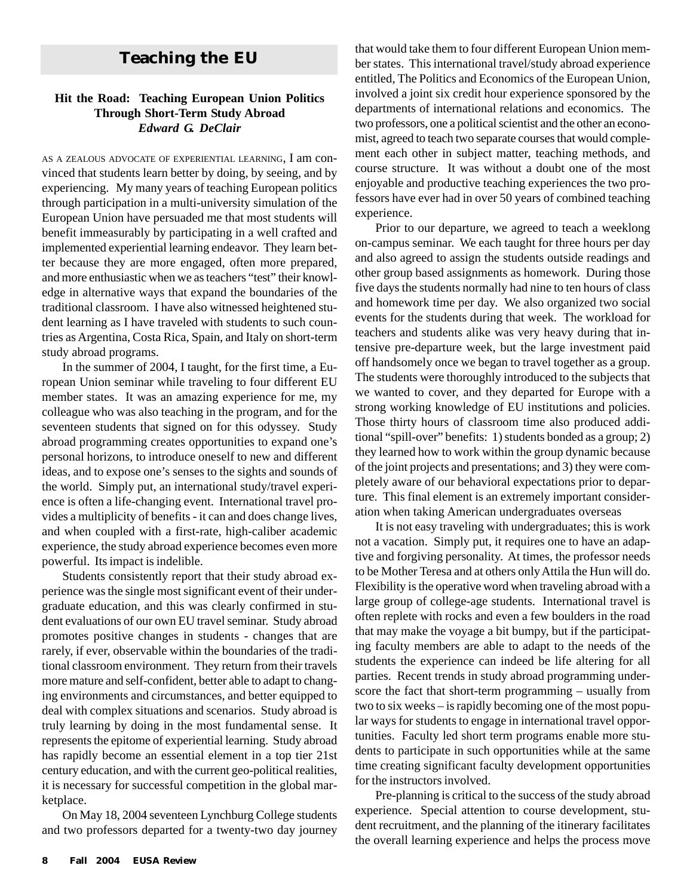## Teaching the EU

### Hit the Road: Teaching European Union Politics Through Short-Term Study Abroad

***Edward G. DeClair***

AS A ZEALOUS ADVOCATE OF EXPERIENTIAL LEARNING, I am convinced that students learn better by doing, by seeing, and by experiencing. My many years of teaching European politics through participation in a multi-university simulation of the European Union have persuaded me that most students will benefit immeasurably by participating in a well crafted and implemented experiential learning endeavor. They learn better because they are more engaged, often more prepared, and more enthusiastic when we as teachers "test" their knowledge in alternative ways that expand the boundaries of the traditional classroom. I have also witnessed heightened student learning as I have traveled with students to such countries as Argentina, Costa Rica, Spain, and Italy on short-term study abroad programs.

In the summer of 2004, I taught, for the first time, a European Union seminar while traveling to four different EU member states. It was an amazing experience for me, my colleague who was also teaching in the program, and for the seventeen students that signed on for this odyssey. Study abroad programming creates opportunities to expand one's personal horizons, to introduce oneself to new and different ideas, and to expose one's senses to the sights and sounds of the world. Simply put, an international study/travel experience is often a life-changing event. International travel provides a multiplicity of benefits - it can and does change lives, and when coupled with a first-rate, high-caliber academic experience, the study abroad experience becomes even more powerful. Its impact is indelible.

Students consistently report that their study abroad experience was the single most significant event of their undergraduate education, and this was clearly confirmed in student evaluations of our own EU travel seminar. Study abroad promotes positive changes in students - changes that are rarely, if ever, observable within the boundaries of the traditional classroom environment. They return from their travels more mature and self-confident, better able to adapt to changing environments and circumstances, and better equipped to deal with complex situations and scenarios. Study abroad is truly learning by doing in the most fundamental sense. It represents the epitome of experiential learning. Study abroad has rapidly become an essential element in a top tier 21st century education, and with the current geo-political realities, it is necessary for successful competition in the global marketplace.

On May 18, 2004 seventeen Lynchburg College students and two professors departed for a twenty-two day journey that would take them to four different European Union member states. This international travel/study abroad experience entitled, The Politics and Economics of the European Union, involved a joint six credit hour experience sponsored by the departments of international relations and economics. The two professors, one a political scientist and the other an economist, agreed to teach two separate courses that would complement each other in subject matter, teaching methods, and course structure. It was without a doubt one of the most enjoyable and productive teaching experiences the two professors have ever had in over 50 years of combined teaching experience.

Prior to our departure, we agreed to teach a weeklong on-campus seminar. We each taught for three hours per day and also agreed to assign the students outside readings and other group based assignments as homework. During those five days the students normally had nine to ten hours of class and homework time per day. We also organized two social events for the students during that week. The workload for teachers and students alike was very heavy during that intensive pre-departure week, but the large investment paid off handsomely once we began to travel together as a group. The students were thoroughly introduced to the subjects that we wanted to cover, and they departed for Europe with a strong working knowledge of EU institutions and policies. Those thirty hours of classroom time also produced additional "spill-over" benefits: 1) students bonded as a group; 2) they learned how to work within the group dynamic because of the joint projects and presentations; and 3) they were completely aware of our behavioral expectations prior to departure. This final element is an extremely important consideration when taking American undergraduates overseas

It is not easy traveling with undergraduates; this is work not a vacation. Simply put, it requires one to have an adaptive and forgiving personality. At times, the professor needs to be Mother Teresa and at others only Attila the Hun will do. Flexibility is the operative word when traveling abroad with a large group of college-age students. International travel is often replete with rocks and even a few boulders in the road that may make the voyage a bit bumpy, but if the participating faculty members are able to adapt to the needs of the students the experience can indeed be life altering for all parties. Recent trends in study abroad programming underscore the fact that short-term programming – usually from two to six weeks – is rapidly becoming one of the most popular ways for students to engage in international travel opportunities. Faculty led short term programs enable more students to participate in such opportunities while at the same time creating significant faculty development opportunities for the instructors involved.

Pre-planning is critical to the success of the study abroad experience. Special attention to course development, student recruitment, and the planning of the itinerary facilitates the overall learning experience and helps the process move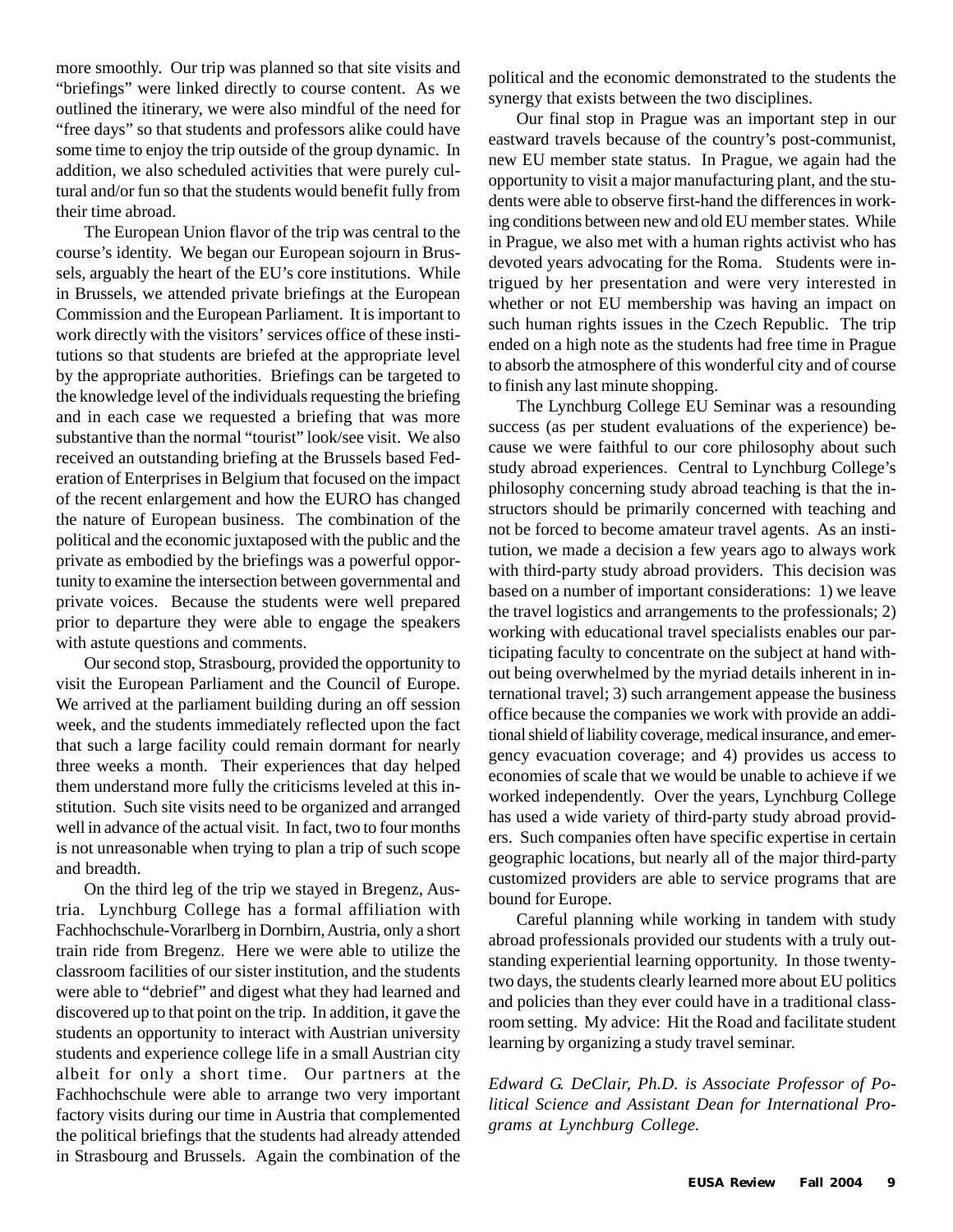more smoothly. Our trip was planned so that site visits and "briefings" were linked directly to course content. As we outlined the itinerary, we were also mindful of the need for "free days" so that students and professors alike could have some time to enjoy the trip outside of the group dynamic. In addition, we also scheduled activities that were purely cultural and/or fun so that the students would benefit fully from their time abroad.

The European Union flavor of the trip was central to the course's identity. We began our European sojourn in Brussels, arguably the heart of the EU's core institutions. While in Brussels, we attended private briefings at the European Commission and the European Parliament. It is important to work directly with the visitors' services office of these institutions so that students are briefed at the appropriate level by the appropriate authorities. Briefings can be targeted to the knowledge level of the individuals requesting the briefing and in each case we requested a briefing that was more substantive than the normal "tourist" look/see visit. We also received an outstanding briefing at the Brussels based Federation of Enterprises in Belgium that focused on the impact of the recent enlargement and how the EURO has changed the nature of European business. The combination of the political and the economic juxtaposed with the public and the private as embodied by the briefings was a powerful opportunity to examine the intersection between governmental and private voices. Because the students were well prepared prior to departure they were able to engage the speakers with astute questions and comments.

Our second stop, Strasbourg, provided the opportunity to visit the European Parliament and the Council of Europe. We arrived at the parliament building during an off session week, and the students immediately reflected upon the fact that such a large facility could remain dormant for nearly three weeks a month. Their experiences that day helped them understand more fully the criticisms leveled at this institution. Such site visits need to be organized and arranged well in advance of the actual visit. In fact, two to four months is not unreasonable when trying to plan a trip of such scope and breadth.

On the third leg of the trip we stayed in Bregenz, Austria. Lynchburg College has a formal affiliation with Fachhochschule-Vorarlberg in Dornbirn, Austria, only a short train ride from Bregenz. Here we were able to utilize the classroom facilities of our sister institution, and the students were able to "debrief" and digest what they had learned and discovered up to that point on the trip. In addition, it gave the students an opportunity to interact with Austrian university students and experience college life in a small Austrian city albeit for only a short time. Our partners at the Fachhochschule were able to arrange two very important factory visits during our time in Austria that complemented the political briefings that the students had already attended in Strasbourg and Brussels. Again the combination of the political and the economic demonstrated to the students the synergy that exists between the two disciplines.

Our final stop in Prague was an important step in our eastward travels because of the country's post-communist, new EU member state status. In Prague, we again had the opportunity to visit a major manufacturing plant, and the students were able to observe first-hand the differences in working conditions between new and old EU member states. While in Prague, we also met with a human rights activist who has devoted years advocating for the Roma. Students were intrigued by her presentation and were very interested in whether or not EU membership was having an impact on such human rights issues in the Czech Republic. The trip ended on a high note as the students had free time in Prague to absorb the atmosphere of this wonderful city and of course to finish any last minute shopping.

The Lynchburg College EU Seminar was a resounding success (as per student evaluations of the experience) because we were faithful to our core philosophy about such study abroad experiences. Central to Lynchburg College's philosophy concerning study abroad teaching is that the instructors should be primarily concerned with teaching and not be forced to become amateur travel agents. As an institution, we made a decision a few years ago to always work with third-party study abroad providers. This decision was based on a number of important considerations: 1) we leave the travel logistics and arrangements to the professionals; 2) working with educational travel specialists enables our participating faculty to concentrate on the subject at hand without being overwhelmed by the myriad details inherent in international travel; 3) such arrangement appease the business office because the companies we work with provide an additional shield of liability coverage, medical insurance, and emergency evacuation coverage; and 4) provides us access to economies of scale that we would be unable to achieve if we worked independently. Over the years, Lynchburg College has used a wide variety of third-party study abroad providers. Such companies often have specific expertise in certain geographic locations, but nearly all of the major third-party customized providers are able to service programs that are bound for Europe.

Careful planning while working in tandem with study abroad professionals provided our students with a truly outstanding experiential learning opportunity. In those twenty-two days, the students clearly learned more about EU politics and policies than they ever could have in a traditional classroom setting. My advice: Hit the Road and facilitate student learning by organizing a study travel seminar.

*Edward G. DeClair, Ph.D. is Associate Professor of Political Science and Assistant Dean for International Programs at Lynchburg College.*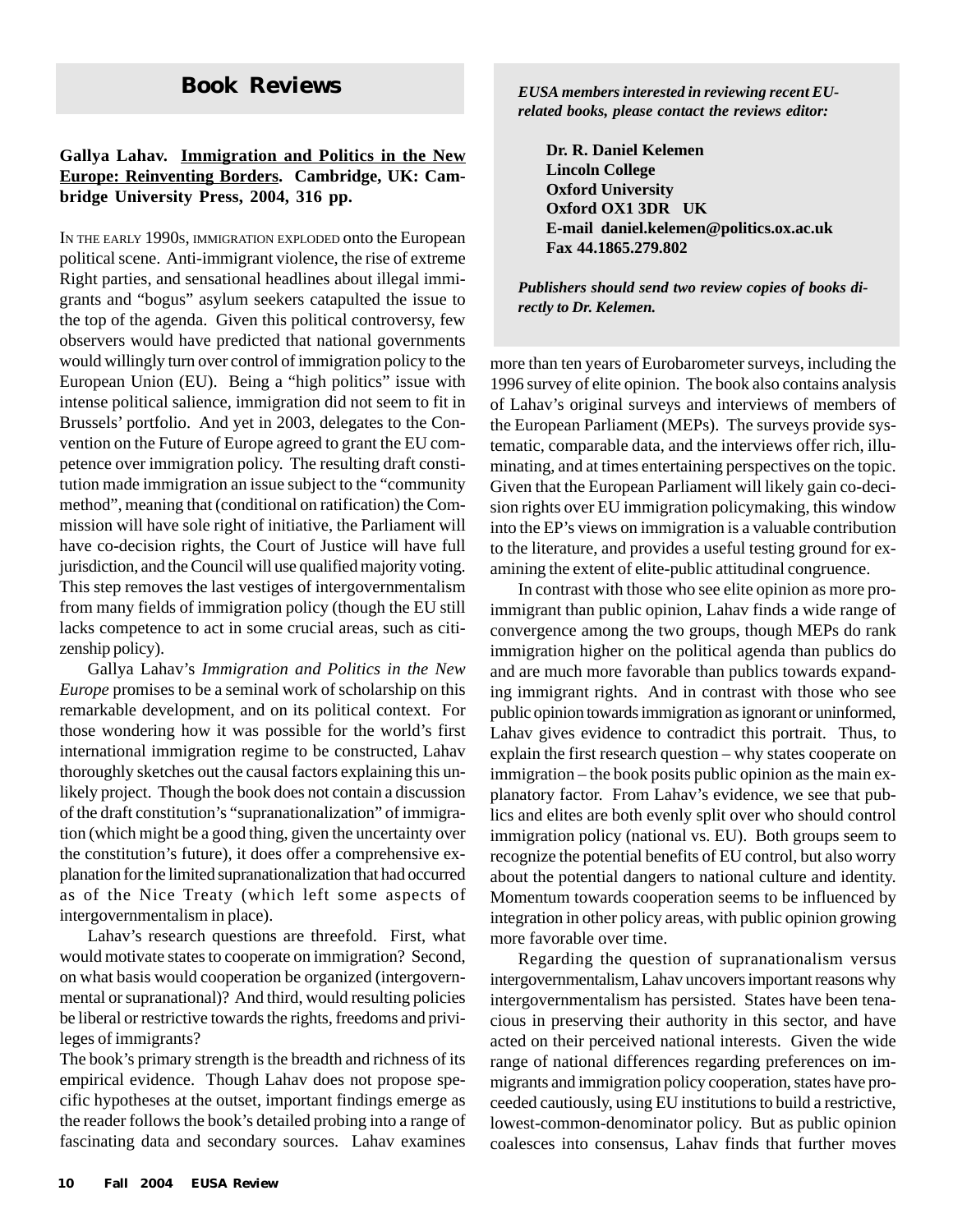## Book Reviews

*EUSA members interested in reviewing recent EU-related books, please contact the reviews editor:*

**Dr. R. Daniel Kelemen**
**Lincoln College**
**Oxford University**
**Oxford OX1 3DR UK**
**E-mail daniel.kelemen@politics.ox.ac.uk**
**Fax 44.1865.279.802**

***Publishers should send two review copies of books directly to Dr. Kelemen.***

**Gallya Lahav. Immigration and Politics in the New Europe: Reinventing Borders. Cambridge, UK: Cambridge University Press, 2004, 316 pp.**

IN THE EARLY 1990S, IMMIGRATION EXPLODED onto the European political scene. Anti-immigrant violence, the rise of extreme Right parties, and sensational headlines about illegal immigrants and "bogus" asylum seekers catapulted the issue to the top of the agenda. Given this political controversy, few observers would have predicted that national governments would willingly turn over control of immigration policy to the European Union (EU). Being a "high politics" issue with intense political salience, immigration did not seem to fit in Brussels' portfolio. And yet in 2003, delegates to the Convention on the Future of Europe agreed to grant the EU competence over immigration policy. The resulting draft constitution made immigration an issue subject to the "community method", meaning that (conditional on ratification) the Commission will have sole right of initiative, the Parliament will have co-decision rights, the Court of Justice will have full jurisdiction, and the Council will use qualified majority voting. This step removes the last vestiges of intergovernmentalism from many fields of immigration policy (though the EU still lacks competence to act in some crucial areas, such as citizenship policy).

Gallya Lahav's *Immigration and Politics in the New Europe* promises to be a seminal work of scholarship on this remarkable development, and on its political context. For those wondering how it was possible for the world's first international immigration regime to be constructed, Lahav thoroughly sketches out the causal factors explaining this unlikely project. Though the book does not contain a discussion of the draft constitution's "supranationalization" of immigration (which might be a good thing, given the uncertainty over the constitution's future), it does offer a comprehensive explanation for the limited supranationalization that had occurred as of the Nice Treaty (which left some aspects of intergovernmentalism in place).

Lahav's research questions are threefold. First, what would motivate states to cooperate on immigration? Second, on what basis would cooperation be organized (intergovernmental or supranational)? And third, would resulting policies be liberal or restrictive towards the rights, freedoms and privileges of immigrants?

The book's primary strength is the breadth and richness of its empirical evidence. Though Lahav does not propose specific hypotheses at the outset, important findings emerge as the reader follows the book's detailed probing into a range of fascinating data and secondary sources. Lahav examines more than ten years of Eurobarometer surveys, including the 1996 survey of elite opinion. The book also contains analysis of Lahav's original surveys and interviews of members of the European Parliament (MEPs). The surveys provide systematic, comparable data, and the interviews offer rich, illuminating, and at times entertaining perspectives on the topic. Given that the European Parliament will likely gain co-decision rights over EU immigration policymaking, this window into the EP's views on immigration is a valuable contribution to the literature, and provides a useful testing ground for examining the extent of elite-public attitudinal congruence.

In contrast with those who see elite opinion as more pro-immigrant than public opinion, Lahav finds a wide range of convergence among the two groups, though MEPs do rank immigration higher on the political agenda than publics do and are much more favorable than publics towards expanding immigrant rights. And in contrast with those who see public opinion towards immigration as ignorant or uninformed, Lahav gives evidence to contradict this portrait. Thus, to explain the first research question – why states cooperate on immigration – the book posits public opinion as the main explanatory factor. From Lahav's evidence, we see that publics and elites are both evenly split over who should control immigration policy (national vs. EU). Both groups seem to recognize the potential benefits of EU control, but also worry about the potential dangers to national culture and identity. Momentum towards cooperation seems to be influenced by integration in other policy areas, with public opinion growing more favorable over time.

Regarding the question of supranationalism versus intergovernmentalism, Lahav uncovers important reasons why intergovernmentalism has persisted. States have been tenacious in preserving their authority in this sector, and have acted on their perceived national interests. Given the wide range of national differences regarding preferences on immigrants and immigration policy cooperation, states have proceeded cautiously, using EU institutions to build a restrictive, lowest-common-denominator policy. But as public opinion coalesces into consensus, Lahav finds that further moves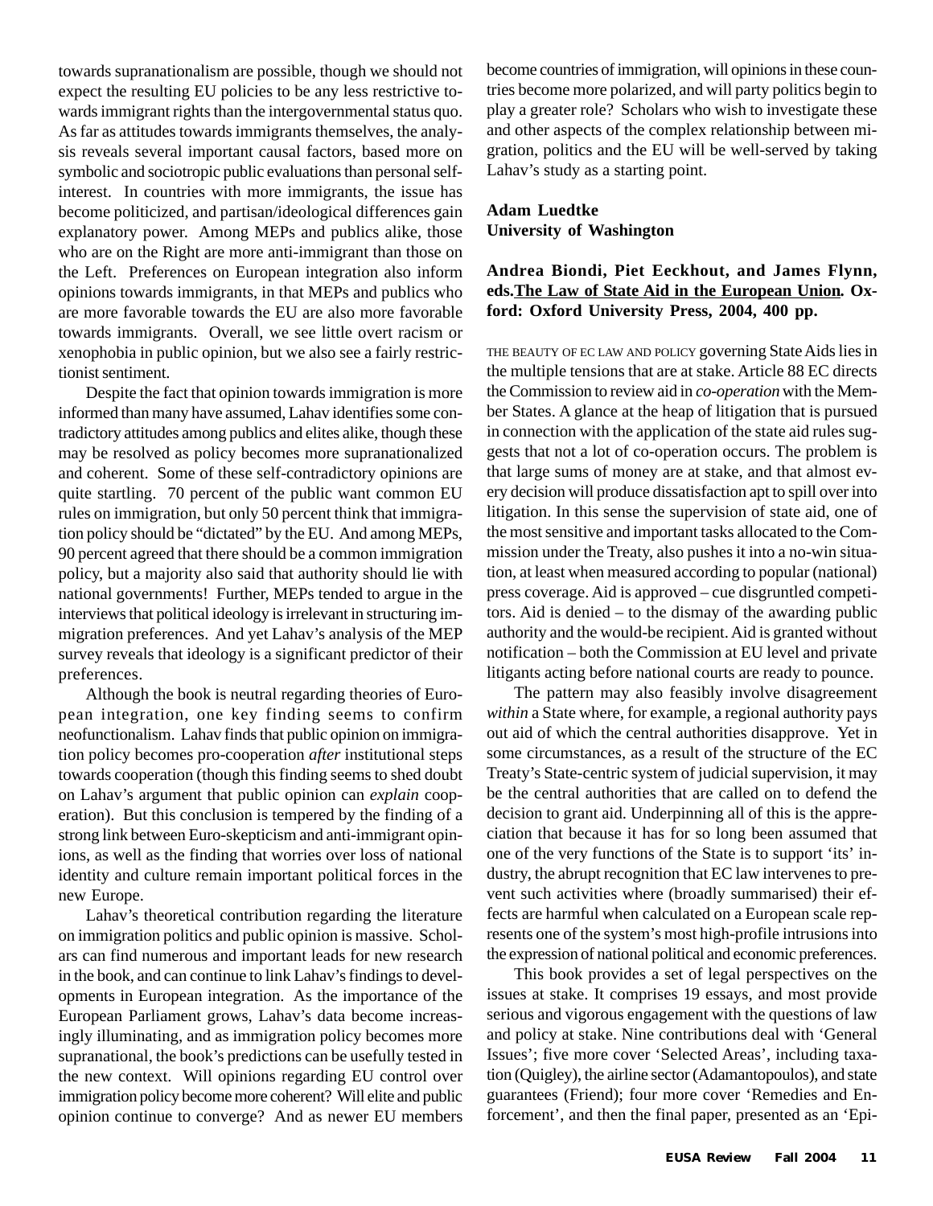towards supranationalism are possible, though we should not expect the resulting EU policies to be any less restrictive towards immigrant rights than the intergovernmental status quo. As far as attitudes towards immigrants themselves, the analysis reveals several important causal factors, based more on symbolic and sociotropic public evaluations than personal self-interest. In countries with more immigrants, the issue has become politicized, and partisan/ideological differences gain explanatory power. Among MEPs and publics alike, those who are on the Right are more anti-immigrant than those on the Left. Preferences on European integration also inform opinions towards immigrants, in that MEPs and publics who are more favorable towards the EU are also more favorable towards immigrants. Overall, we see little overt racism or xenophobia in public opinion, but we also see a fairly restrictionist sentiment.

Despite the fact that opinion towards immigration is more informed than many have assumed, Lahav identifies some contradictory attitudes among publics and elites alike, though these may be resolved as policy becomes more supranationalized and coherent. Some of these self-contradictory opinions are quite startling. 70 percent of the public want common EU rules on immigration, but only 50 percent think that immigration policy should be "dictated" by the EU. And among MEPs, 90 percent agreed that there should be a common immigration policy, but a majority also said that authority should lie with national governments! Further, MEPs tended to argue in the interviews that political ideology is irrelevant in structuring immigration preferences. And yet Lahav's analysis of the MEP survey reveals that ideology is a significant predictor of their preferences.

Although the book is neutral regarding theories of European integration, one key finding seems to confirm neofunctionalism. Lahav finds that public opinion on immigration policy becomes pro-cooperation *after* institutional steps towards cooperation (though this finding seems to shed doubt on Lahav's argument that public opinion can *explain* cooperation). But this conclusion is tempered by the finding of a strong link between Euro-skepticism and anti-immigrant opinions, as well as the finding that worries over loss of national identity and culture remain important political forces in the new Europe.

Lahav's theoretical contribution regarding the literature on immigration politics and public opinion is massive. Scholars can find numerous and important leads for new research in the book, and can continue to link Lahav's findings to developments in European integration. As the importance of the European Parliament grows, Lahav's data become increasingly illuminating, and as immigration policy becomes more supranational, the book's predictions can be usefully tested in the new context. Will opinions regarding EU control over immigration policy become more coherent? Will elite and public opinion continue to converge? And as newer EU members become countries of immigration, will opinions in these countries become more polarized, and will party politics begin to play a greater role? Scholars who wish to investigate these and other aspects of the complex relationship between migration, politics and the EU will be well-served by taking Lahav's study as a starting point.

**Adam Luedtke**
**University of Washington**

**Andrea Biondi, Piet Eeckhout, and James Flynn, eds. The Law of State Aid in the European Union. Oxford: Oxford University Press, 2004, 400 pp.**

THE BEAUTY OF EC LAW AND POLICY governing State Aids lies in the multiple tensions that are at stake. Article 88 EC directs the Commission to review aid in *co-operation* with the Member States. A glance at the heap of litigation that is pursued in connection with the application of the state aid rules suggests that not a lot of co-operation occurs. The problem is that large sums of money are at stake, and that almost every decision will produce dissatisfaction apt to spill over into litigation. In this sense the supervision of state aid, one of the most sensitive and important tasks allocated to the Commission under the Treaty, also pushes it into a no-win situation, at least when measured according to popular (national) press coverage. Aid is approved – cue disgruntled competitors. Aid is denied – to the dismay of the awarding public authority and the would-be recipient. Aid is granted without notification – both the Commission at EU level and private litigants acting before national courts are ready to pounce.

The pattern may also feasibly involve disagreement *within* a State where, for example, a regional authority pays out aid of which the central authorities disapprove. Yet in some circumstances, as a result of the structure of the EC Treaty's State-centric system of judicial supervision, it may be the central authorities that are called on to defend the decision to grant aid. Underpinning all of this is the appreciation that because it has for so long been assumed that one of the very functions of the State is to support 'its' industry, the abrupt recognition that EC law intervenes to prevent such activities where (broadly summarised) their effects are harmful when calculated on a European scale represents one of the system's most high-profile intrusions into the expression of national political and economic preferences.

This book provides a set of legal perspectives on the issues at stake. It comprises 19 essays, and most provide serious and vigorous engagement with the questions of law and policy at stake. Nine contributions deal with 'General Issues'; five more cover 'Selected Areas', including taxation (Quigley), the airline sector (Adamantopoulos), and state guarantees (Friend); four more cover 'Remedies and Enforcement', and then the final paper, presented as an 'Epi-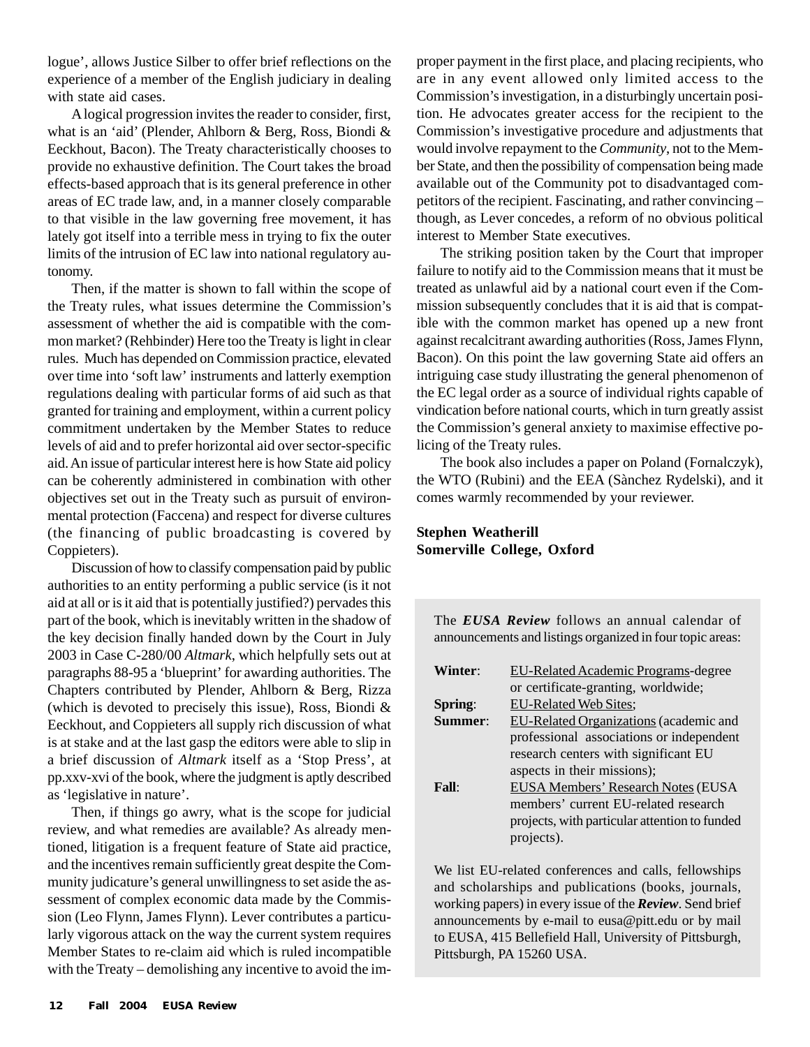logue', allows Justice Silber to offer brief reflections on the experience of a member of the English judiciary in dealing with state aid cases.

A logical progression invites the reader to consider, first, what is an 'aid' (Plender, Ahlborn & Berg, Ross, Biondi & Eeckhout, Bacon). The Treaty characteristically chooses to provide no exhaustive definition. The Court takes the broad effects-based approach that is its general preference in other areas of EC trade law, and, in a manner closely comparable to that visible in the law governing free movement, it has lately got itself into a terrible mess in trying to fix the outer limits of the intrusion of EC law into national regulatory autonomy.

Then, if the matter is shown to fall within the scope of the Treaty rules, what issues determine the Commission's assessment of whether the aid is compatible with the common market? (Rehbinder) Here too the Treaty is light in clear rules. Much has depended on Commission practice, elevated over time into 'soft law' instruments and latterly exemption regulations dealing with particular forms of aid such as that granted for training and employment, within a current policy commitment undertaken by the Member States to reduce levels of aid and to prefer horizontal aid over sector-specific aid. An issue of particular interest here is how State aid policy can be coherently administered in combination with other objectives set out in the Treaty such as pursuit of environmental protection (Faccena) and respect for diverse cultures (the financing of public broadcasting is covered by Coppieters).

Discussion of how to classify compensation paid by public authorities to an entity performing a public service (is it not aid at all or is it aid that is potentially justified?) pervades this part of the book, which is inevitably written in the shadow of the key decision finally handed down by the Court in July 2003 in Case C-280/00 *Altmark*, which helpfully sets out at paragraphs 88-95 a 'blueprint' for awarding authorities. The Chapters contributed by Plender, Ahlborn & Berg, Rizza (which is devoted to precisely this issue), Ross, Biondi & Eeckhout, and Coppieters all supply rich discussion of what is at stake and at the last gasp the editors were able to slip in a brief discussion of *Altmark* itself as a 'Stop Press', at pp.xxv-xvi of the book, where the judgment is aptly described as 'legislative in nature'.

Then, if things go awry, what is the scope for judicial review, and what remedies are available? As already mentioned, litigation is a frequent feature of State aid practice, and the incentives remain sufficiently great despite the Community judicature's general unwillingness to set aside the assessment of complex economic data made by the Commission (Leo Flynn, James Flynn). Lever contributes a particularly vigorous attack on the way the current system requires Member States to re-claim aid which is ruled incompatible with the Treaty – demolishing any incentive to avoid the improper payment in the first place, and placing recipients, who are in any event allowed only limited access to the Commission's investigation, in a disturbingly uncertain position. He advocates greater access for the recipient to the Commission's investigative procedure and adjustments that would involve repayment to the *Community*, not to the Member State, and then the possibility of compensation being made available out of the Community pot to disadvantaged competitors of the recipient. Fascinating, and rather convincing – though, as Lever concedes, a reform of no obvious political interest to Member State executives.

The striking position taken by the Court that improper failure to notify aid to the Commission means that it must be treated as unlawful aid by a national court even if the Commission subsequently concludes that it is aid that is compatible with the common market has opened up a new front against recalcitrant awarding authorities (Ross, James Flynn, Bacon). On this point the law governing State aid offers an intriguing case study illustrating the general phenomenon of the EC legal order as a source of individual rights capable of vindication before national courts, which in turn greatly assist the Commission's general anxiety to maximise effective policing of the Treaty rules.

The book also includes a paper on Poland (Fornalczyk), the WTO (Rubini) and the EEA (Sànchez Rydelski), and it comes warmly recommended by your reviewer.

**Stephen Weatherill**
**Somerville College, Oxford**

The ***EUSA Review*** follows an annual calendar of announcements and listings organized in four topic areas:

**Winter**: EU-Related Academic Programs-degree or certificate-granting, worldwide;
**Spring**: EU-Related Web Sites;
**Summer**: EU-Related Organizations (academic and professional associations or independent research centers with significant EU aspects in their missions);
**Fall**: EUSA Members' Research Notes (EUSA members' current EU-related research projects, with particular attention to funded projects).

We list EU-related conferences and calls, fellowships and scholarships and publications (books, journals, working papers) in every issue of the ***Review***. Send brief announcements by e-mail to eusa@pitt.edu or by mail to EUSA, 415 Bellefield Hall, University of Pittsburgh, Pittsburgh, PA 15260 USA.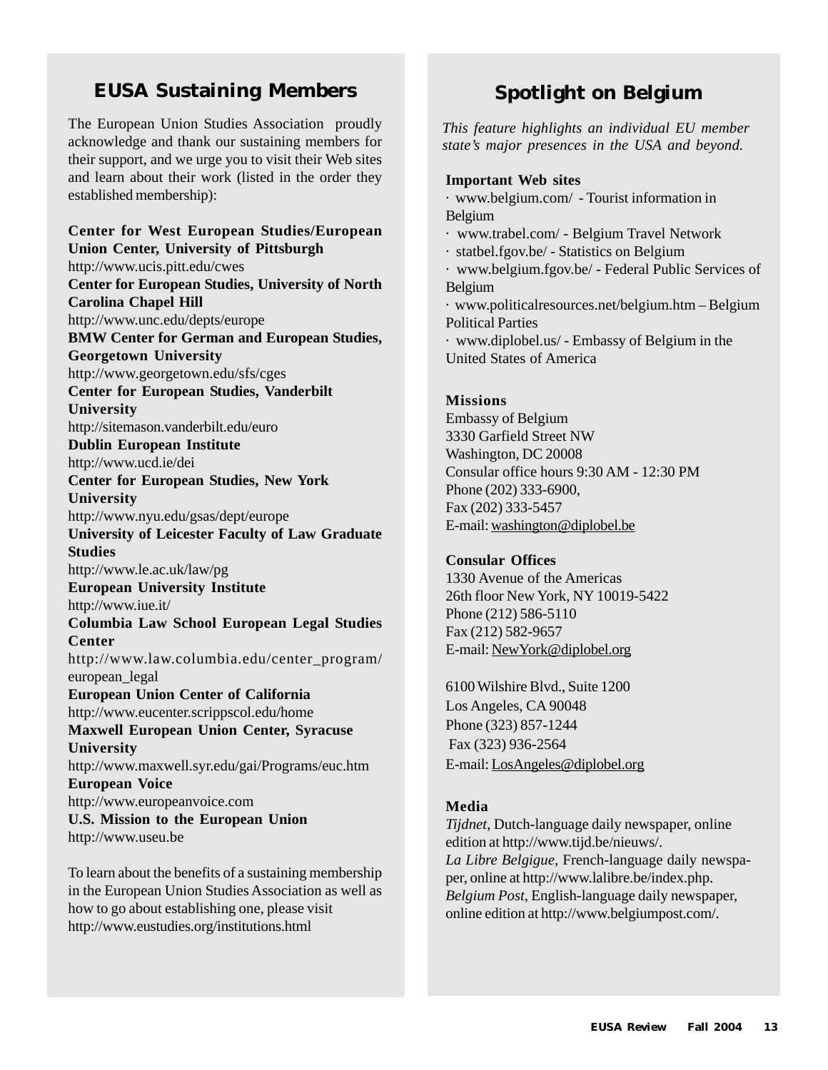## EUSA Sustaining Members

The European Union Studies Association proudly acknowledge and thank our sustaining members for their support, and we urge you to visit their Web sites and learn about their work (listed in the order they established membership):

**Center for West European Studies/European Union Center, University of Pittsburgh**
http://www.ucis.pitt.edu/cwes
**Center for European Studies, University of North Carolina Chapel Hill**
http://www.unc.edu/depts/europe
**BMW Center for German and European Studies, Georgetown University**
http://www.georgetown.edu/sfs/cges
**Center for European Studies, Vanderbilt University**
http://sitemason.vanderbilt.edu/euro
**Dublin European Institute**
http://www.ucd.ie/dei
**Center for European Studies, New York University**
http://www.nyu.edu/gsas/dept/europe
**University of Leicester Faculty of Law Graduate Studies**
http://www.le.ac.uk/law/pg
**European University Institute**
http://www.iue.it/
**Columbia Law School European Legal Studies Center**
http://www.law.columbia.edu/center_program/european_legal
**European Union Center of California**
http://www.eucenter.scrippscol.edu/home
**Maxwell European Union Center, Syracuse University**
http://www.maxwell.syr.edu/gai/Programs/euc.htm
**European Voice**
http://www.europeanvoice.com
**U.S. Mission to the European Union**
http://www.useu.be

To learn about the benefits of a sustaining membership in the European Union Studies Association as well as how to go about establishing one, please visit http://www.eustudies.org/institutions.html

## Spotlight on Belgium

*This feature highlights an individual EU member state's major presences in the USA and beyond.*

**Important Web sites**

· www.belgium.com/ - Tourist information in Belgium
· www.trabel.com/ - Belgium Travel Network
· statbel.fgov.be/ - Statistics on Belgium
· www.belgium.fgov.be/ - Federal Public Services of Belgium
· www.politicalresources.net/belgium.htm – Belgium Political Parties
· www.diplobel.us/ - Embassy of Belgium in the United States of America

**Missions**

Embassy of Belgium
3330 Garfield Street NW
Washington, DC 20008
Consular office hours 9:30 AM - 12:30 PM
Phone (202) 333-6900,
Fax (202) 333-5457
E-mail: washington@diplobel.be

**Consular Offices**

1330 Avenue of the Americas
26th floor New York, NY 10019-5422
Phone (212) 586-5110
Fax (212) 582-9657
E-mail: NewYork@diplobel.org

6100 Wilshire Blvd., Suite 1200
Los Angeles, CA 90048
Phone (323) 857-1244
Fax (323) 936-2564
E-mail: LosAngeles@diplobel.org

**Media**

*Tijdnet*, Dutch-language daily newspaper, online edition at http://www.tijd.be/nieuws/.
*La Libre Belgique*, French-language daily newspaper, online at http://www.lalibre.be/index.php.
*Belgium Post*, English-language daily newspaper, online edition at http://www.belgiumpost.com/.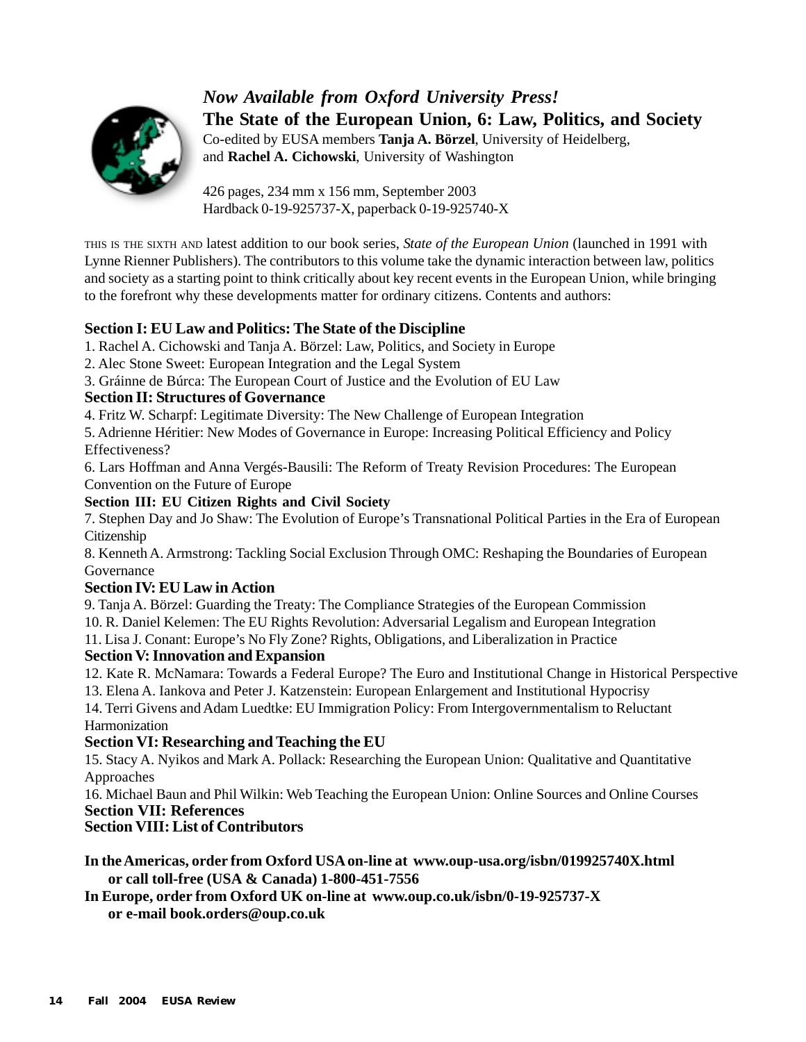*Now Available from Oxford University Press!*

**The State of the European Union, 6: Law, Politics, and Society**

Co-edited by EUSA members **Tanja A. Börzel**, University of Heidelberg, and **Rachel A. Cichowski**, University of Washington

426 pages, 234 mm x 156 mm, September 2003
Hardback 0-19-925737-X, paperback 0-19-925740-X

THIS IS THE SIXTH AND latest addition to our book series, *State of the European Union* (launched in 1991 with Lynne Rienner Publishers). The contributors to this volume take the dynamic interaction between law, politics and society as a starting point to think critically about key recent events in the European Union, while bringing to the forefront why these developments matter for ordinary citizens. Contents and authors:

**Section I: EU Law and Politics: The State of the Discipline**

1. Rachel A. Cichowski and Tanja A. Börzel: Law, Politics, and Society in Europe
2. Alec Stone Sweet: European Integration and the Legal System
3. Gráinne de Búrca: The European Court of Justice and the Evolution of EU Law

**Section II: Structures of Governance**

4. Fritz W. Scharpf: Legitimate Diversity: The New Challenge of European Integration
5. Adrienne Héritier: New Modes of Governance in Europe: Increasing Political Efficiency and Policy Effectiveness?
6. Lars Hoffman and Anna Vergés-Bausili: The Reform of Treaty Revision Procedures: The European Convention on the Future of Europe

**Section III: EU Citizen Rights and Civil Society**

7. Stephen Day and Jo Shaw: The Evolution of Europe's Transnational Political Parties in the Era of European Citizenship
8. Kenneth A. Armstrong: Tackling Social Exclusion Through OMC: Reshaping the Boundaries of European Governance

**Section IV: EU Law in Action**

9. Tanja A. Börzel: Guarding the Treaty: The Compliance Strategies of the European Commission
10. R. Daniel Kelemen: The EU Rights Revolution: Adversarial Legalism and European Integration
11. Lisa J. Conant: Europe's No Fly Zone? Rights, Obligations, and Liberalization in Practice

**Section V: Innovation and Expansion**

12. Kate R. McNamara: Towards a Federal Europe? The Euro and Institutional Change in Historical Perspective
13. Elena A. Iankova and Peter J. Katzenstein: European Enlargement and Institutional Hypocrisy
14. Terri Givens and Adam Luedtke: EU Immigration Policy: From Intergovernmentalism to Reluctant Harmonization

**Section VI: Researching and Teaching the EU**

15. Stacy A. Nyikos and Mark A. Pollack: Researching the European Union: Qualitative and Quantitative Approaches
16. Michael Baun and Phil Wilkin: Web Teaching the European Union: Online Sources and Online Courses

**Section VII: References**

**Section VIII: List of Contributors**

**In the Americas, order from Oxford USA on-line at www.oup-usa.org/isbn/019925740X.html or call toll-free (USA & Canada) 1-800-451-7556**

**In Europe, order from Oxford UK on-line at www.oup.co.uk/isbn/0-19-925737-X or e-mail book.orders@oup.co.uk**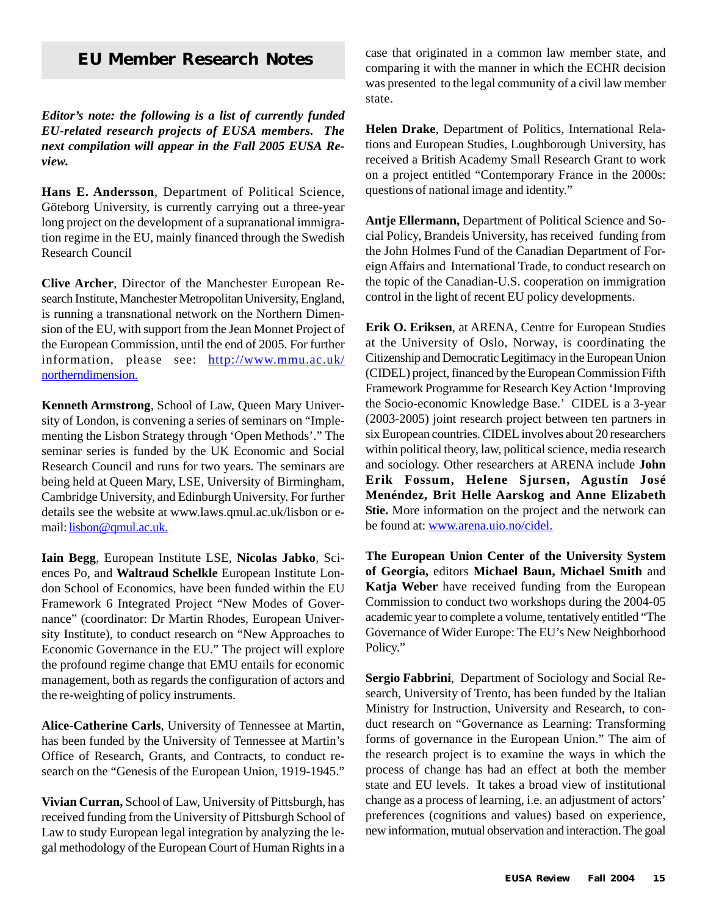## EU Member Research Notes

***Editor's note: the following is a list of currently funded EU-related research projects of EUSA members. The next compilation will appear in the Fall 2005 EUSA Review.***

**Hans E. Andersson**, Department of Political Science, Göteborg University, is currently carrying out a three-year long project on the development of a supranational immigration regime in the EU, mainly financed through the Swedish Research Council

**Clive Archer**, Director of the Manchester European Research Institute, Manchester Metropolitan University, England, is running a transnational network on the Northern Dimension of the EU, with support from the Jean Monnet Project of the European Commission, until the end of 2005. For further information, please see: http://www.mmu.ac.uk/northerndimension.

**Kenneth Armstrong**, School of Law, Queen Mary University of London, is convening a series of seminars on "Implementing the Lisbon Strategy through 'Open Methods'." The seminar series is funded by the UK Economic and Social Research Council and runs for two years. The seminars are being held at Queen Mary, LSE, University of Birmingham, Cambridge University, and Edinburgh University. For further details see the website at www.laws.qmul.ac.uk/lisbon or e-mail: lisbon@qmul.ac.uk.

**Iain Begg**, European Institute LSE, **Nicolas Jabko**, Sciences Po, and **Waltraud Schelkle** European Institute London School of Economics, have been funded within the EU Framework 6 Integrated Project "New Modes of Governance" (coordinator: Dr Martin Rhodes, European University Institute), to conduct research on "New Approaches to Economic Governance in the EU." The project will explore the profound regime change that EMU entails for economic management, both as regards the configuration of actors and the re-weighting of policy instruments.

**Alice-Catherine Carls**, University of Tennessee at Martin, has been funded by the University of Tennessee at Martin's Office of Research, Grants, and Contracts, to conduct research on the "Genesis of the European Union, 1919-1945."

**Vivian Curran,** School of Law, University of Pittsburgh, has received funding from the University of Pittsburgh School of Law to study European legal integration by analyzing the legal methodology of the European Court of Human Rights in a case that originated in a common law member state, and comparing it with the manner in which the ECHR decision was presented to the legal community of a civil law member state.

**Helen Drake**, Department of Politics, International Relations and European Studies, Loughborough University, has received a British Academy Small Research Grant to work on a project entitled "Contemporary France in the 2000s: questions of national image and identity."

**Antje Ellermann,** Department of Political Science and Social Policy, Brandeis University, has received funding from the John Holmes Fund of the Canadian Department of Foreign Affairs and International Trade, to conduct research on the topic of the Canadian-U.S. cooperation on immigration control in the light of recent EU policy developments.

**Erik O. Eriksen**, at ARENA, Centre for European Studies at the University of Oslo, Norway, is coordinating the Citizenship and Democratic Legitimacy in the European Union (CIDEL) project, financed by the European Commission Fifth Framework Programme for Research Key Action 'Improving the Socio-economic Knowledge Base.' CIDEL is a 3-year (2003-2005) joint research project between ten partners in six European countries. CIDEL involves about 20 researchers within political theory, law, political science, media research and sociology. Other researchers at ARENA include **John Erik Fossum, Helene Sjursen, Agustín José Menéndez, Brit Helle Aarskog and Anne Elizabeth Stie.** More information on the project and the network can be found at: www.arena.uio.no/cidel.

**The European Union Center of the University System of Georgia,** editors **Michael Baun, Michael Smith** and **Katja Weber** have received funding from the European Commission to conduct two workshops during the 2004-05 academic year to complete a volume, tentatively entitled "The Governance of Wider Europe: The EU's New Neighborhood Policy."

**Sergio Fabbrini**, Department of Sociology and Social Research, University of Trento, has been funded by the Italian Ministry for Instruction, University and Research, to conduct research on "Governance as Learning: Transforming forms of governance in the European Union." The aim of the research project is to examine the ways in which the process of change has had an effect at both the member state and EU levels. It takes a broad view of institutional change as a process of learning, i.e. an adjustment of actors' preferences (cognitions and values) based on experience, new information, mutual observation and interaction. The goal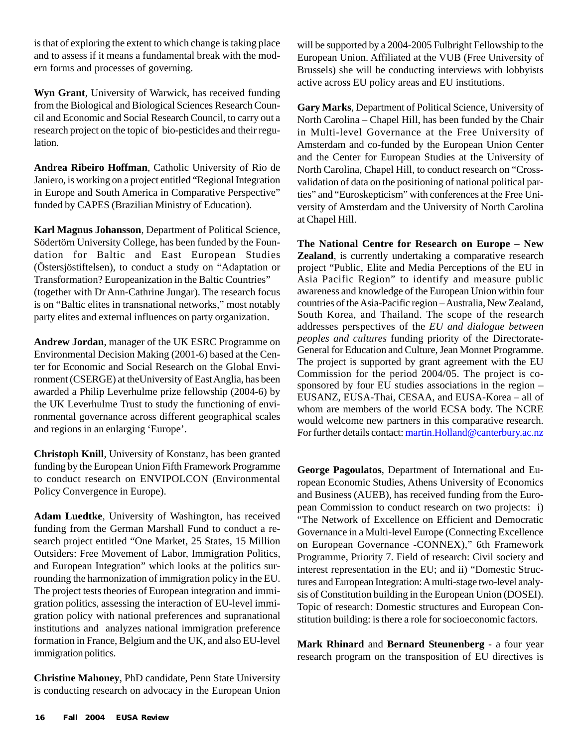is that of exploring the extent to which change is taking place and to assess if it means a fundamental break with the modern forms and processes of governing.

**Wyn Grant**, University of Warwick, has received funding from the Biological and Biological Sciences Research Council and Economic and Social Research Council, to carry out a research project on the topic of bio-pesticides and their regulation.

**Andrea Ribeiro Hoffman**, Catholic University of Rio de Janiero, is working on a project entitled "Regional Integration in Europe and South America in Comparative Perspective" funded by CAPES (Brazilian Ministry of Education).

**Karl Magnus Johansson**, Department of Political Science, Södertörn University College, has been funded by the Foundation for Baltic and East European Studies (Östersjöstiftelsen), to conduct a study on "Adaptation or Transformation? Europeanization in the Baltic Countries" (together with Dr Ann-Cathrine Jungar). The research focus is on "Baltic elites in transnational networks," most notably party elites and external influences on party organization.

**Andrew Jordan**, manager of the UK ESRC Programme on Environmental Decision Making (2001-6) based at the Center for Economic and Social Research on the Global Environment (CSERGE) at theUniversity of East Anglia, has been awarded a Philip Leverhulme prize fellowship (2004-6) by the UK Leverhulme Trust to study the functioning of environmental governance across different geographical scales and regions in an enlarging 'Europe'.

**Christoph Knill**, University of Konstanz, has been granted funding by the European Union Fifth Framework Programme to conduct research on ENVIPOLCON (Environmental Policy Convergence in Europe).

**Adam Luedtke**, University of Washington, has received funding from the German Marshall Fund to conduct a research project entitled "One Market, 25 States, 15 Million Outsiders: Free Movement of Labor, Immigration Politics, and European Integration" which looks at the politics surrounding the harmonization of immigration policy in the EU. The project tests theories of European integration and immigration politics, assessing the interaction of EU-level immigration policy with national preferences and supranational institutions and analyzes national immigration preference formation in France, Belgium and the UK, and also EU-level immigration politics.

**Christine Mahoney**, PhD candidate, Penn State University is conducting research on advocacy in the European Union will be supported by a 2004-2005 Fulbright Fellowship to the European Union. Affiliated at the VUB (Free University of Brussels) she will be conducting interviews with lobbyists active across EU policy areas and EU institutions.

**Gary Marks**, Department of Political Science, University of North Carolina – Chapel Hill, has been funded by the Chair in Multi-level Governance at the Free University of Amsterdam and co-funded by the European Union Center and the Center for European Studies at the University of North Carolina, Chapel Hill, to conduct research on "Cross-validation of data on the positioning of national political parties" and "Euroskepticism" with conferences at the Free University of Amsterdam and the University of North Carolina at Chapel Hill.

**The National Centre for Research on Europe – New Zealand**, is currently undertaking a comparative research project "Public, Elite and Media Perceptions of the EU in Asia Pacific Region" to identify and measure public awareness and knowledge of the European Union within four countries of the Asia-Pacific region – Australia, New Zealand, South Korea, and Thailand. The scope of the research addresses perspectives of the *EU and dialogue between peoples and cultures* funding priority of the Directorate-General for Education and Culture, Jean Monnet Programme. The project is supported by grant agreement with the EU Commission for the period 2004/05. The project is co-sponsored by four EU studies associations in the region – EUSANZ, EUSA-Thai, CESAA, and EUSA-Korea – all of whom are members of the world ECSA body. The NCRE would welcome new partners in this comparative research. For further details contact: martin.Holland@canterbury.ac.nz

**George Pagoulatos**, Department of International and European Economic Studies, Athens University of Economics and Business (AUEB), has received funding from the European Commission to conduct research on two projects: i) "The Network of Excellence on Efficient and Democratic Governance in a Multi-level Europe (Connecting Excellence on European Governance -CONNEX)," 6th Framework Programme, Priority 7. Field of research: Civil society and interest representation in the EU; and ii) "Domestic Structures and European Integration: A multi-stage two-level analysis of Constitution building in the European Union (DOSEI). Topic of research: Domestic structures and European Constitution building: is there a role for socioeconomic factors.

**Mark Rhinard** and **Bernard Steunenberg** - a four year research program on the transposition of EU directives is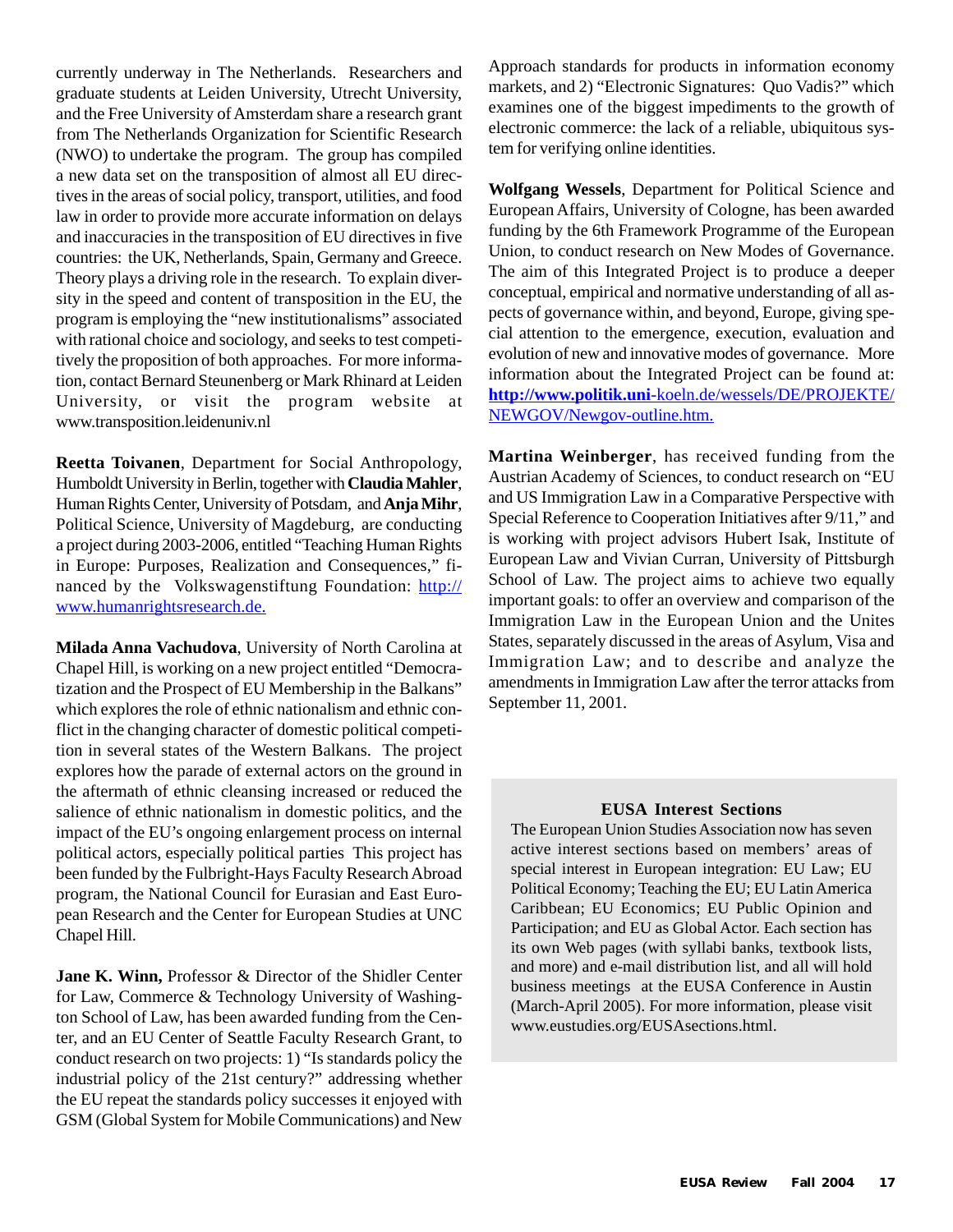currently underway in The Netherlands. Researchers and graduate students at Leiden University, Utrecht University, and the Free University of Amsterdam share a research grant from The Netherlands Organization for Scientific Research (NWO) to undertake the program. The group has compiled a new data set on the transposition of almost all EU directives in the areas of social policy, transport, utilities, and food law in order to provide more accurate information on delays and inaccuracies in the transposition of EU directives in five countries: the UK, Netherlands, Spain, Germany and Greece. Theory plays a driving role in the research. To explain diversity in the speed and content of transposition in the EU, the program is employing the "new institutionalisms" associated with rational choice and sociology, and seeks to test competitively the proposition of both approaches. For more information, contact Bernard Steunenberg or Mark Rhinard at Leiden University, or visit the program website at www.transposition.leidenuniv.nl

**Reetta Toivanen**, Department for Social Anthropology, Humboldt University in Berlin, together with **Claudia Mahler**, Human Rights Center, University of Potsdam, and **Anja Mihr**, Political Science, University of Magdeburg, are conducting a project during 2003-2006, entitled "Teaching Human Rights in Europe: Purposes, Realization and Consequences," financed by the Volkswagenstiftung Foundation: http://www.humanrightsresearch.de.

**Milada Anna Vachudova**, University of North Carolina at Chapel Hill, is working on a new project entitled "Democratization and the Prospect of EU Membership in the Balkans" which explores the role of ethnic nationalism and ethnic conflict in the changing character of domestic political competition in several states of the Western Balkans. The project explores how the parade of external actors on the ground in the aftermath of ethnic cleansing increased or reduced the salience of ethnic nationalism in domestic politics, and the impact of the EU's ongoing enlargement process on internal political actors, especially political parties This project has been funded by the Fulbright-Hays Faculty Research Abroad program, the National Council for Eurasian and East European Research and the Center for European Studies at UNC Chapel Hill.

**Jane K. Winn,** Professor & Director of the Shidler Center for Law, Commerce & Technology University of Washington School of Law, has been awarded funding from the Center, and an EU Center of Seattle Faculty Research Grant, to conduct research on two projects: 1) "Is standards policy the industrial policy of the 21st century?" addressing whether the EU repeat the standards policy successes it enjoyed with GSM (Global System for Mobile Communications) and New Approach standards for products in information economy markets, and 2) "Electronic Signatures: Quo Vadis?" which examines one of the biggest impediments to the growth of electronic commerce: the lack of a reliable, ubiquitous system for verifying online identities.

**Wolfgang Wessels**, Department for Political Science and European Affairs, University of Cologne, has been awarded funding by the 6th Framework Programme of the European Union, to conduct research on New Modes of Governance. The aim of this Integrated Project is to produce a deeper conceptual, empirical and normative understanding of all aspects of governance within, and beyond, Europe, giving special attention to the emergence, execution, evaluation and evolution of new and innovative modes of governance. More information about the Integrated Project can be found at: http://www.politik.uni-koeln.de/wessels/DE/PROJEKTE/NEWGOV/Newgov-outline.htm.

**Martina Weinberger**, has received funding from the Austrian Academy of Sciences, to conduct research on "EU and US Immigration Law in a Comparative Perspective with Special Reference to Cooperation Initiatives after 9/11," and is working with project advisors Hubert Isak, Institute of European Law and Vivian Curran, University of Pittsburgh School of Law. The project aims to achieve two equally important goals: to offer an overview and comparison of the Immigration Law in the European Union and the Unites States, separately discussed in the areas of Asylum, Visa and Immigration Law; and to describe and analyze the amendments in Immigration Law after the terror attacks from September 11, 2001.

### EUSA Interest Sections

The European Union Studies Association now has seven active interest sections based on members' areas of special interest in European integration: EU Law; EU Political Economy; Teaching the EU; EU Latin America Caribbean; EU Economics; EU Public Opinion and Participation; and EU as Global Actor. Each section has its own Web pages (with syllabi banks, textbook lists, and more) and e-mail distribution list, and all will hold business meetings at the EUSA Conference in Austin (March-April 2005). For more information, please visit www.eustudies.org/EUSAsections.html.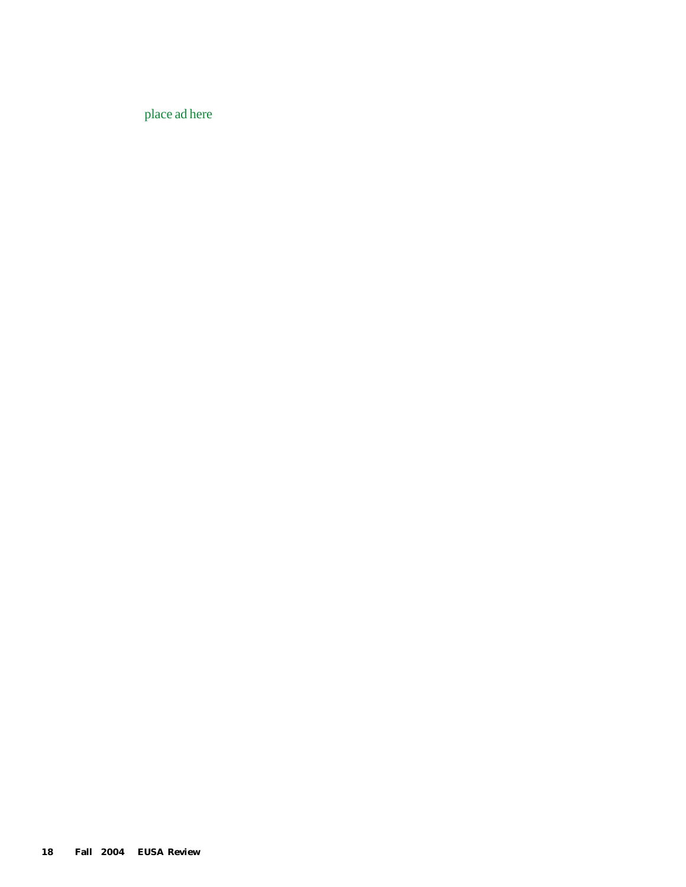place ad here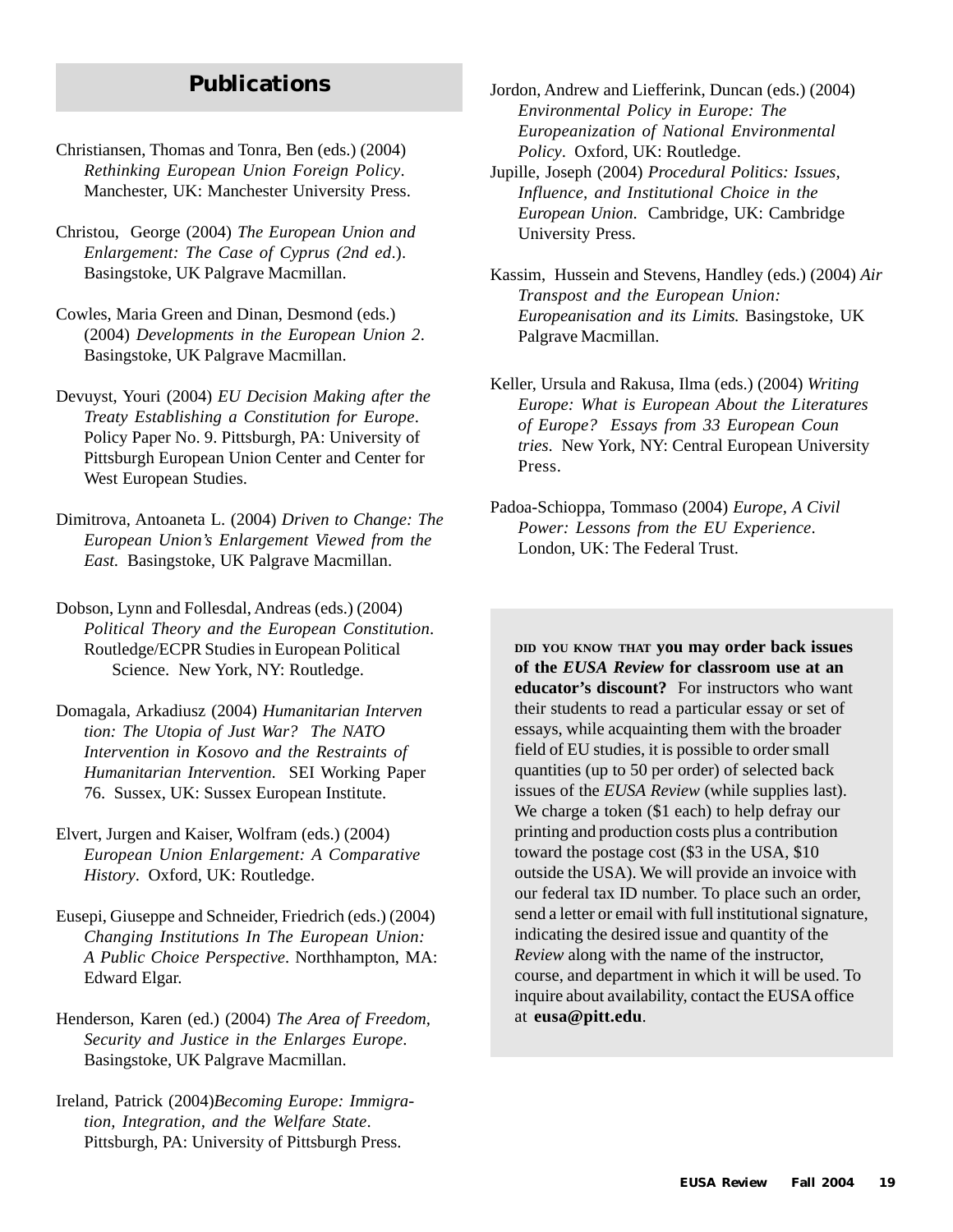## Publications

Christiansen, Thomas and Tonra, Ben (eds.) (2004) *Rethinking European Union Foreign Policy*. Manchester, UK: Manchester University Press.

Christou, George (2004) *The European Union and Enlargement: The Case of Cyprus (2nd ed*.). Basingstoke, UK Palgrave Macmillan.

Cowles, Maria Green and Dinan, Desmond (eds.) (2004) *Developments in the European Union 2*. Basingstoke, UK Palgrave Macmillan.

Devuyst, Youri (2004) *EU Decision Making after the Treaty Establishing a Constitution for Europe*. Policy Paper No. 9. Pittsburgh, PA: University of Pittsburgh European Union Center and Center for West European Studies.

Dimitrova, Antoaneta L. (2004) *Driven to Change: The European Union's Enlargement Viewed from the East.* Basingstoke, UK Palgrave Macmillan.

Dobson, Lynn and Follesdal, Andreas (eds.) (2004) *Political Theory and the European Constitution*. Routledge/ECPR Studies in European Political Science. New York, NY: Routledge.

Domagala, Arkadiusz (2004) *Humanitarian Intervention: The Utopia of Just War? The NATO Intervention in Kosovo and the Restraints of Humanitarian Intervention.* SEI Working Paper 76. Sussex, UK: Sussex European Institute.

Elvert, Jurgen and Kaiser, Wolfram (eds.) (2004) *European Union Enlargement: A Comparative History*. Oxford, UK: Routledge.

Eusepi, Giuseppe and Schneider, Friedrich (eds.) (2004) *Changing Institutions In The European Union: A Public Choice Perspective*. Northhampton, MA: Edward Elgar.

Henderson, Karen (ed.) (2004) *The Area of Freedom, Security and Justice in the Enlarges Europe*. Basingstoke, UK Palgrave Macmillan.

Ireland, Patrick (2004)*Becoming Europe: Immigration, Integration, and the Welfare State*. Pittsburgh, PA: University of Pittsburgh Press.

Jordon, Andrew and Liefferink, Duncan (eds.) (2004) *Environmental Policy in Europe: The Europeanization of National Environmental Policy*. Oxford, UK: Routledge.

Jupille, Joseph (2004) *Procedural Politics: Issues, Influence, and Institutional Choice in the European Union.* Cambridge, UK: Cambridge University Press.

Kassim, Hussein and Stevens, Handley (eds.) (2004) *Air Transpost and the European Union: Europeanisation and its Limits.* Basingstoke, UK Palgrave Macmillan.

Keller, Ursula and Rakusa, Ilma (eds.) (2004) *Writing Europe: What is European About the Literatures of Europe? Essays from 33 European Countries.* New York, NY: Central European University Press.

Padoa-Schioppa, Tommaso (2004) *Europe, A Civil Power: Lessons from the EU Experience*. London, UK: The Federal Trust.

DID YOU KNOW THAT **you may order back issues of the *EUSA Review* for classroom use at an educator's discount?** For instructors who want their students to read a particular essay or set of essays, while acquainting them with the broader field of EU studies, it is possible to order small quantities (up to 50 per order) of selected back issues of the *EUSA Review* (while supplies last). We charge a token ($1 each) to help defray our printing and production costs plus a contribution toward the postage cost ($3 in the USA, $10 outside the USA). We will provide an invoice with our federal tax ID number. To place such an order, send a letter or email with full institutional signature, indicating the desired issue and quantity of the *Review* along with the name of the instructor, course, and department in which it will be used. To inquire about availability, contact the EUSA office at **eusa@pitt.edu**.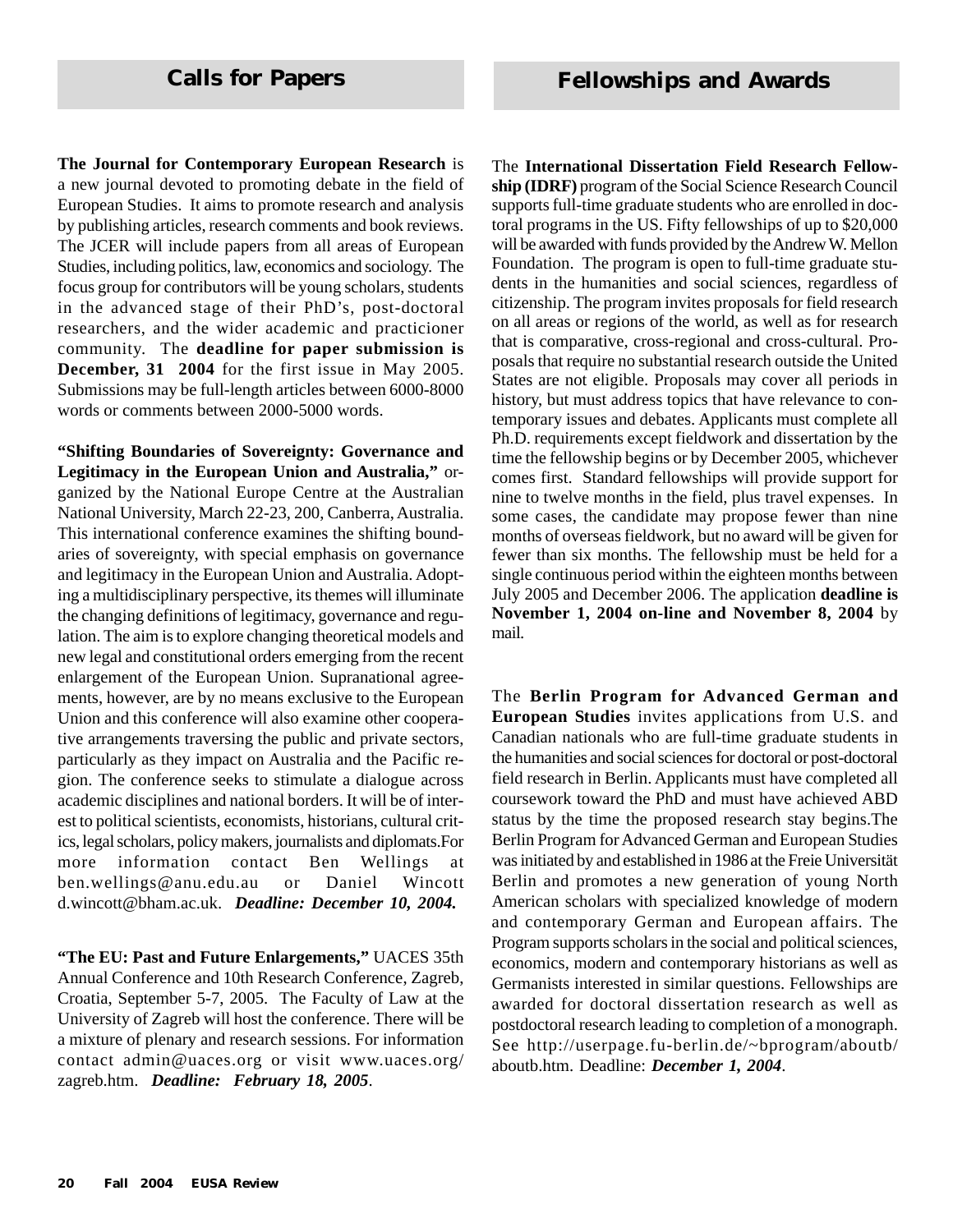## Calls for Papers

**The Journal for Contemporary European Research** is a new journal devoted to promoting debate in the field of European Studies. It aims to promote research and analysis by publishing articles, research comments and book reviews. The JCER will include papers from all areas of European Studies, including politics, law, economics and sociology. The focus group for contributors will be young scholars, students in the advanced stage of their PhD's, post-doctoral researchers, and the wider academic and practicioner community. The **deadline for paper submission is December, 31 2004** for the first issue in May 2005. Submissions may be full-length articles between 6000-8000 words or comments between 2000-5000 words.

**"Shifting Boundaries of Sovereignty: Governance and Legitimacy in the European Union and Australia,"** organized by the National Europe Centre at the Australian National University, March 22-23, 200, Canberra, Australia. This international conference examines the shifting boundaries of sovereignty, with special emphasis on governance and legitimacy in the European Union and Australia. Adopting a multidisciplinary perspective, its themes will illuminate the changing definitions of legitimacy, governance and regulation. The aim is to explore changing theoretical models and new legal and constitutional orders emerging from the recent enlargement of the European Union. Supranational agreements, however, are by no means exclusive to the European Union and this conference will also examine other cooperative arrangements traversing the public and private sectors, particularly as they impact on Australia and the Pacific region. The conference seeks to stimulate a dialogue across academic disciplines and national borders. It will be of interest to political scientists, economists, historians, cultural critics, legal scholars, policy makers, journalists and diplomats.For more information contact Ben Wellings at ben.wellings@anu.edu.au or Daniel Wincott d.wincott@bham.ac.uk. ***Deadline: December 10, 2004.***

**"The EU: Past and Future Enlargements,"** UACES 35th Annual Conference and 10th Research Conference, Zagreb, Croatia, September 5-7, 2005. The Faculty of Law at the University of Zagreb will host the conference. There will be a mixture of plenary and research sessions. For information contact admin@uaces.org or visit www.uaces.org/zagreb.htm. ***Deadline: February 18, 2005***.

## Fellowships and Awards

The **International Dissertation Field Research Fellowship (IDRF)** program of the Social Science Research Council supports full-time graduate students who are enrolled in doctoral programs in the US. Fifty fellowships of up to $20,000 will be awarded with funds provided by the Andrew W. Mellon Foundation. The program is open to full-time graduate students in the humanities and social sciences, regardless of citizenship. The program invites proposals for field research on all areas or regions of the world, as well as for research that is comparative, cross-regional and cross-cultural. Proposals that require no substantial research outside the United States are not eligible. Proposals may cover all periods in history, but must address topics that have relevance to contemporary issues and debates. Applicants must complete all Ph.D. requirements except fieldwork and dissertation by the time the fellowship begins or by December 2005, whichever comes first. Standard fellowships will provide support for nine to twelve months in the field, plus travel expenses. In some cases, the candidate may propose fewer than nine months of overseas fieldwork, but no award will be given for fewer than six months. The fellowship must be held for a single continuous period within the eighteen months between July 2005 and December 2006. The application **deadline is November 1, 2004 on-line and November 8, 2004** by mail.

The **Berlin Program for Advanced German and European Studies** invites applications from U.S. and Canadian nationals who are full-time graduate students in the humanities and social sciences for doctoral or post-doctoral field research in Berlin. Applicants must have completed all coursework toward the PhD and must have achieved ABD status by the time the proposed research stay begins.The Berlin Program for Advanced German and European Studies was initiated by and established in 1986 at the Freie Universität Berlin and promotes a new generation of young North American scholars with specialized knowledge of modern and contemporary German and European affairs. The Program supports scholars in the social and political sciences, economics, modern and contemporary historians as well as Germanists interested in similar questions. Fellowships are awarded for doctoral dissertation research as well as postdoctoral research leading to completion of a monograph. See http://userpage.fu-berlin.de/~bprogram/aboutb/aboutb.htm. Deadline: ***December 1, 2004***.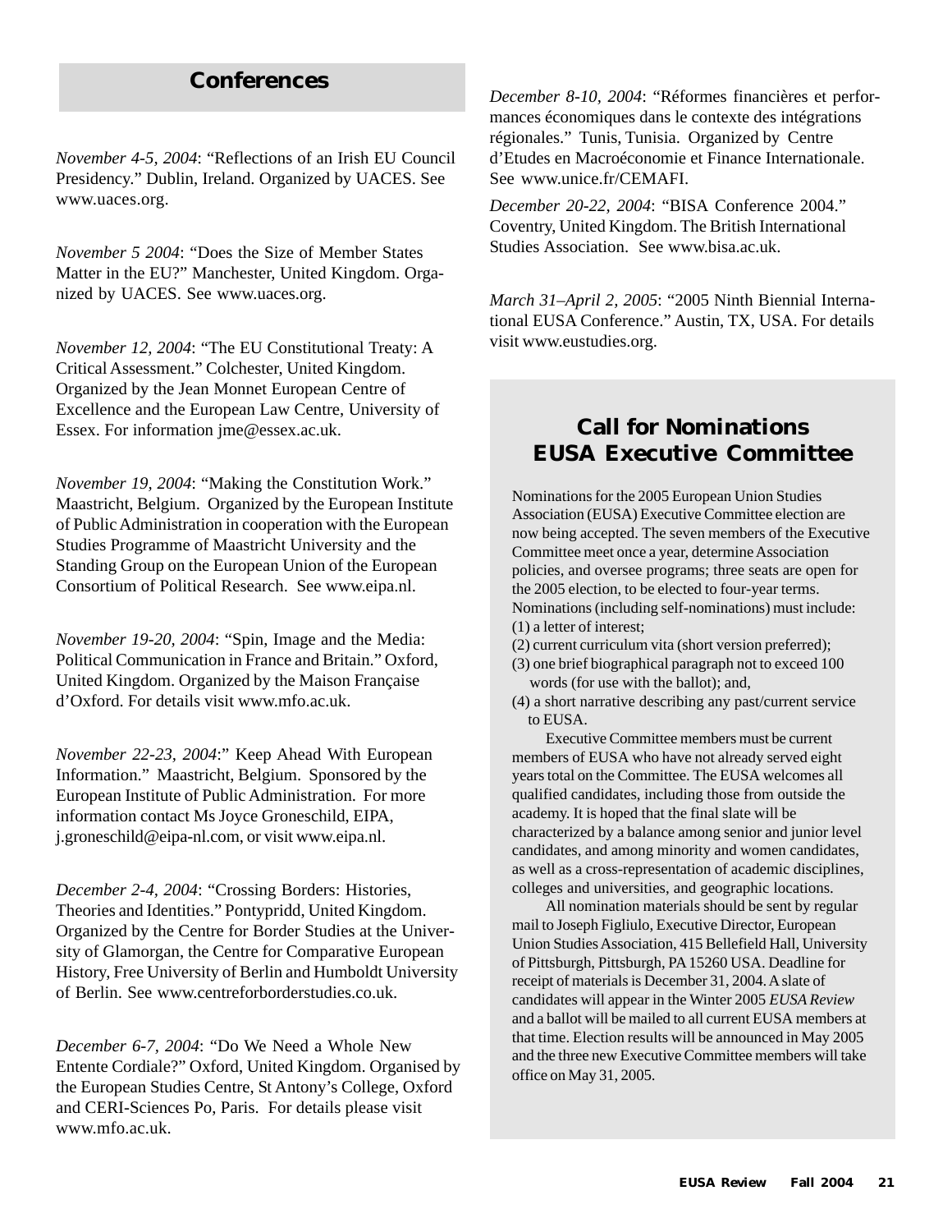## Conferences

*November 4-5, 2004*: “Reflections of an Irish EU Council Presidency.” Dublin, Ireland. Organized by UACES. See www.uaces.org.

*November 5 2004*: “Does the Size of Member States Matter in the EU?” Manchester, United Kingdom. Organized by UACES. See www.uaces.org.

*November 12, 2004*: “The EU Constitutional Treaty: A Critical Assessment.” Colchester, United Kingdom. Organized by the Jean Monnet European Centre of Excellence and the European Law Centre, University of Essex. For information jme@essex.ac.uk.

*November 19, 2004*: “Making the Constitution Work.” Maastricht, Belgium. Organized by the European Institute of Public Administration in cooperation with the European Studies Programme of Maastricht University and the Standing Group on the European Union of the European Consortium of Political Research. See www.eipa.nl.

*November 19-20, 2004*: “Spin, Image and the Media: Political Communication in France and Britain.” Oxford, United Kingdom. Organized by the Maison Française d’Oxford. For details visit www.mfo.ac.uk.

*November 22-23, 2004*:” Keep Ahead With European Information.” Maastricht, Belgium. Sponsored by the European Institute of Public Administration. For more information contact Ms Joyce Groneschild, EIPA, j.groneschild@eipa-nl.com, or visit www.eipa.nl.

*December 2-4, 2004*: “Crossing Borders: Histories, Theories and Identities.” Pontypridd, United Kingdom. Organized by the Centre for Border Studies at the University of Glamorgan, the Centre for Comparative European History, Free University of Berlin and Humboldt University of Berlin. See www.centreforborderstudies.co.uk.

*December 6-7, 2004*: “Do We Need a Whole New Entente Cordiale?” Oxford, United Kingdom. Organised by the European Studies Centre, St Antony’s College, Oxford and CERI-Sciences Po, Paris. For details please visit www.mfo.ac.uk.

*December 8-10, 2004*: “Réformes financières et performances économiques dans le contexte des intégrations régionales.” Tunis, Tunisia. Organized by Centre d’Etudes en Macroéconomie et Finance Internationale. See www.unice.fr/CEMAFI.

*December 20-22, 2004*: “BISA Conference 2004.” Coventry, United Kingdom. The British International Studies Association. See www.bisa.ac.uk.

*March 31–April 2, 2005*: “2005 Ninth Biennial International EUSA Conference.” Austin, TX, USA. For details visit www.eustudies.org.

## Call for Nominations EUSA Executive Committee

Nominations for the 2005 European Union Studies Association (EUSA) Executive Committee election are now being accepted. The seven members of the Executive Committee meet once a year, determine Association policies, and oversee programs; three seats are open for the 2005 election, to be elected to four-year terms. Nominations (including self-nominations) must include:

(1) a letter of interest;
(2) current curriculum vita (short version preferred);
(3) one brief biographical paragraph not to exceed 100 words (for use with the ballot); and,
(4) a short narrative describing any past/current service to EUSA.

Executive Committee members must be current members of EUSA who have not already served eight years total on the Committee. The EUSA welcomes all qualified candidates, including those from outside the academy. It is hoped that the final slate will be characterized by a balance among senior and junior level candidates, and among minority and women candidates, as well as a cross-representation of academic disciplines, colleges and universities, and geographic locations.

All nomination materials should be sent by regular mail to Joseph Figliulo, Executive Director, European Union Studies Association, 415 Bellefield Hall, University of Pittsburgh, Pittsburgh, PA 15260 USA. Deadline for receipt of materials is December 31, 2004. A slate of candidates will appear in the Winter 2005 *EUSA Review* and a ballot will be mailed to all current EUSA members at that time. Election results will be announced in May 2005 and the three new Executive Committee members will take office on May 31, 2005.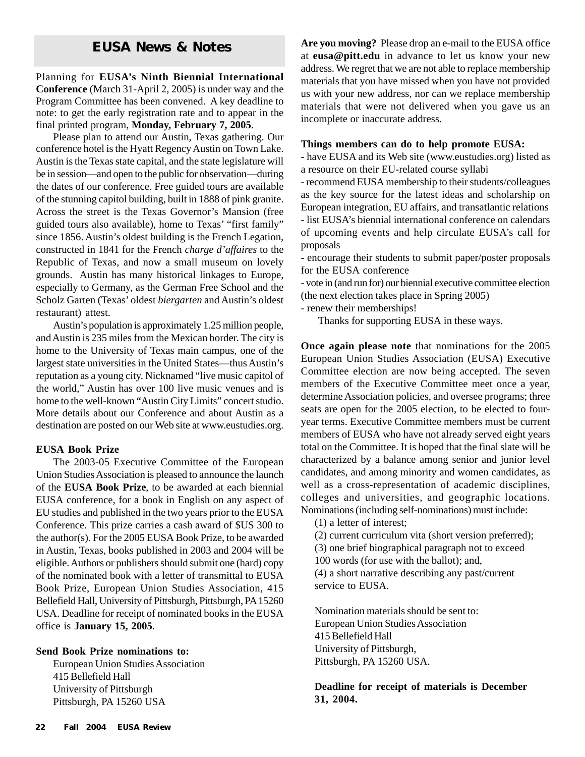## EUSA News & Notes

Planning for **EUSA's Ninth Biennial International Conference** (March 31-April 2, 2005) is under way and the Program Committee has been convened. A key deadline to note: to get the early registration rate and to appear in the final printed program, **Monday, February 7, 2005**.

Please plan to attend our Austin, Texas gathering. Our conference hotel is the Hyatt Regency Austin on Town Lake. Austin is the Texas state capital, and the state legislature will be in session—and open to the public for observation—during the dates of our conference. Free guided tours are available of the stunning capitol building, built in 1888 of pink granite. Across the street is the Texas Governor's Mansion (free guided tours also available), home to Texas' "first family" since 1856. Austin's oldest building is the French Legation, constructed in 1841 for the French *charge d'affaires* to the Republic of Texas, and now a small museum on lovely grounds. Austin has many historical linkages to Europe, especially to Germany, as the German Free School and the Scholz Garten (Texas' oldest *biergarten* and Austin's oldest restaurant) attest.

Austin's population is approximately 1.25 million people, and Austin is 235 miles from the Mexican border. The city is home to the University of Texas main campus, one of the largest state universities in the United States—thus Austin's reputation as a young city. Nicknamed "live music capitol of the world," Austin has over 100 live music venues and is home to the well-known "Austin City Limits" concert studio. More details about our Conference and about Austin as a destination are posted on our Web site at www.eustudies.org.

**EUSA Book Prize**

The 2003-05 Executive Committee of the European Union Studies Association is pleased to announce the launch of the **EUSA Book Prize**, to be awarded at each biennial EUSA conference, for a book in English on any aspect of EU studies and published in the two years prior to the EUSA Conference. This prize carries a cash award of $US 300 to the author(s). For the 2005 EUSA Book Prize, to be awarded in Austin, Texas, books published in 2003 and 2004 will be eligible. Authors or publishers should submit one (hard) copy of the nominated book with a letter of transmittal to EUSA Book Prize, European Union Studies Association, 415 Bellefield Hall, University of Pittsburgh, Pittsburgh, PA 15260 USA. Deadline for receipt of nominated books in the EUSA office is **January 15, 2005**.

**Send Book Prize nominations to:**

European Union Studies Association
415 Bellefield Hall
University of Pittsburgh
Pittsburgh, PA 15260 USA

**Are you moving?** Please drop an e-mail to the EUSA office at **eusa@pitt.edu** in advance to let us know your new address. We regret that we are not able to replace membership materials that you have missed when you have not provided us with your new address, nor can we replace membership materials that were not delivered when you gave us an incomplete or inaccurate address.

**Things members can do to help promote EUSA:**

- have EUSA and its Web site (www.eustudies.org) listed as a resource on their EU-related course syllabi
- recommend EUSA membership to their students/colleagues as the key source for the latest ideas and scholarship on European integration, EU affairs, and transatlantic relations
- list EUSA's biennial international conference on calendars of upcoming events and help circulate EUSA's call for proposals
- encourage their students to submit paper/poster proposals for the EUSA conference
- vote in (and run for) our biennial executive committee election (the next election takes place in Spring 2005)
- renew their memberships!

Thanks for supporting EUSA in these ways.

**Once again please note** that nominations for the 2005 European Union Studies Association (EUSA) Executive Committee election are now being accepted. The seven members of the Executive Committee meet once a year, determine Association policies, and oversee programs; three seats are open for the 2005 election, to be elected to four-year terms. Executive Committee members must be current members of EUSA who have not already served eight years total on the Committee. It is hoped that the final slate will be characterized by a balance among senior and junior level candidates, and among minority and women candidates, as well as a cross-representation of academic disciplines, colleges and universities, and geographic locations. Nominations (including self-nominations) must include:

(1) a letter of interest;
(2) current curriculum vita (short version preferred);
(3) one brief biographical paragraph not to exceed 100 words (for use with the ballot); and,
(4) a short narrative describing any past/current service to EUSA.

Nomination materials should be sent to:
European Union Studies Association
415 Bellefield Hall
University of Pittsburgh,
Pittsburgh, PA 15260 USA.

**Deadline for receipt of materials is December 31, 2004.**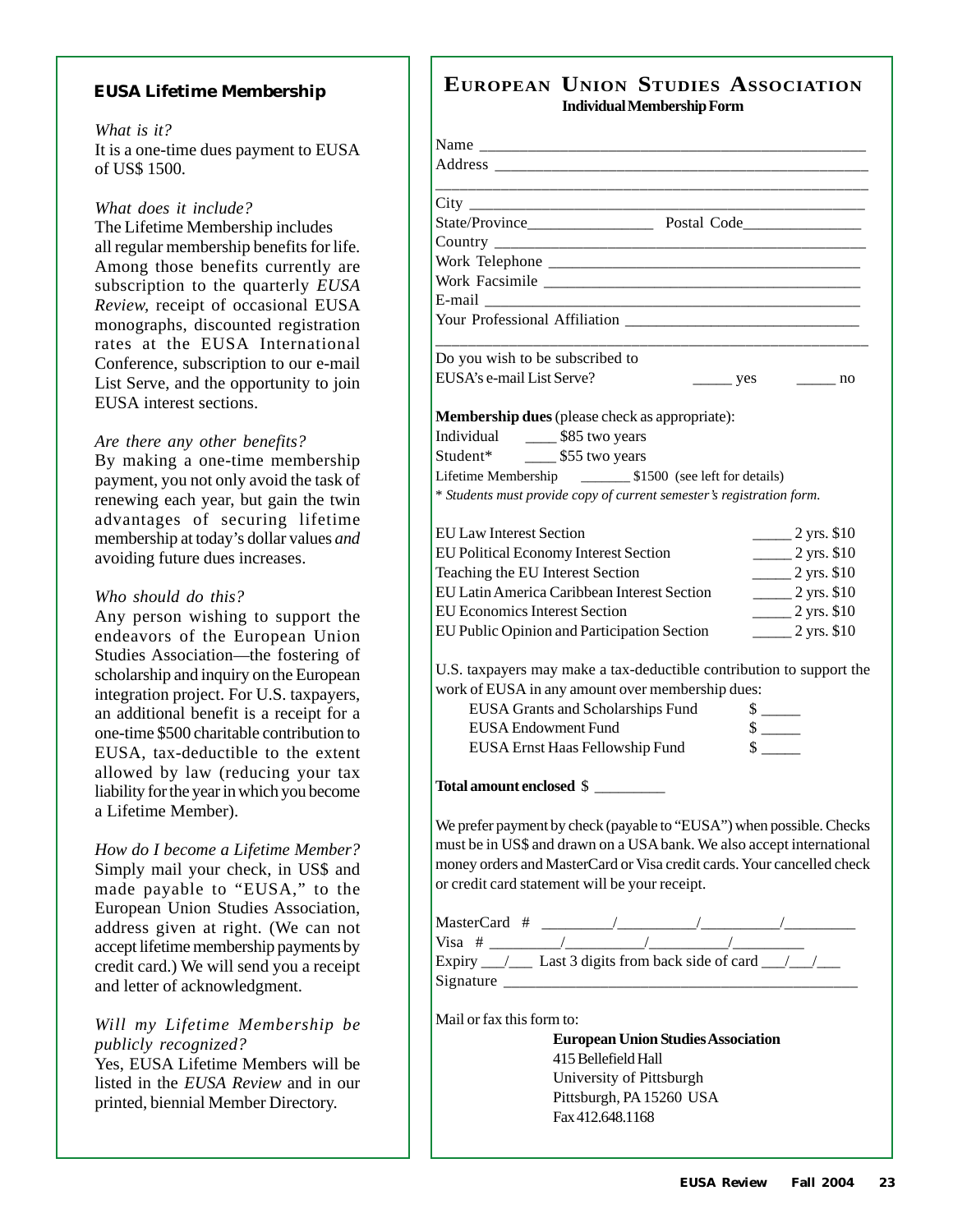## EUSA Lifetime Membership

*What is it?*
It is a one-time dues payment to EUSA of US$ 1500.

*What does it include?*
The Lifetime Membership includes all regular membership benefits for life. Among those benefits currently are subscription to the quarterly *EUSA Review*, receipt of occasional EUSA monographs, discounted registration rates at the EUSA International Conference, subscription to our e-mail List Serve, and the opportunity to join EUSA interest sections.

*Are there any other benefits?*
By making a one-time membership payment, you not only avoid the task of renewing each year, but gain the twin advantages of securing lifetime membership at today's dollar values *and* avoiding future dues increases.

*Who should do this?*
Any person wishing to support the endeavors of the European Union Studies Association—the fostering of scholarship and inquiry on the European integration project. For U.S. taxpayers, an additional benefit is a receipt for a one-time $500 charitable contribution to EUSA, tax-deductible to the extent allowed by law (reducing your tax liability for the year in which you become a Lifetime Member).

*How do I become a Lifetime Member?*
Simply mail your check, in US$ and made payable to "EUSA," to the European Union Studies Association, address given at right. (We can not accept lifetime membership payments by credit card.) We will send you a receipt and letter of acknowledgment.

*Will my Lifetime Membership be publicly recognized?*
Yes, EUSA Lifetime Members will be listed in the *EUSA Review* and in our printed, biennial Member Directory.

## European Union Studies Association

**Individual Membership Form**

Name ______________________________________________

Address ____________________________________________

__________________________________________________

City _______________________________________________

State/Province________________ Postal Code_______________

Country ____________________________________________

Work Telephone ______________________________________

Work Facsimile ______________________________________

E-mail _____________________________________________

Your Professional Affiliation ____________________________

__________________________________________________

Do you wish to be subscribed to EUSA's e-mail List Serve? _____ yes _____ no

**Membership dues** (please check as appropriate):

Individual ____ $85 two years

Student* ____ $55 two years

Lifetime Membership _______ $1500 (see left for details)

\* *Students must provide copy of current semester's registration form.*

| | |
|---|---|
| EU Law Interest Section | _____ 2 yrs. $10 |
| EU Political Economy Interest Section | _____ 2 yrs. $10 |
| Teaching the EU Interest Section | _____ 2 yrs. $10 |
| EU Latin America Caribbean Interest Section | _____ 2 yrs. $10 |
| EU Economics Interest Section | _____ 2 yrs. $10 |
| EU Public Opinion and Participation Section | _____ 2 yrs. $10 |

U.S. taxpayers may make a tax-deductible contribution to support the work of EUSA in any amount over membership dues:

| | |
|---|---|
| EUSA Grants and Scholarships Fund | $ _____ |
| EUSA Endowment Fund | $ _____ |
| EUSA Ernst Haas Fellowship Fund | $ _____ |

**Total amount enclosed** $ _________

We prefer payment by check (payable to "EUSA") when possible. Checks must be in US$ and drawn on a USA bank. We also accept international money orders and MasterCard or Visa credit cards. Your cancelled check or credit card statement will be your receipt.

MasterCard # _________/__________/__________/_________

Visa # _________/__________/__________/_________

Expiry ___/___ Last 3 digits from back side of card ___/___/___

Signature _____________________________________________

Mail or fax this form to:

**European Union Studies Association**
415 Bellefield Hall
University of Pittsburgh
Pittsburgh, PA 15260 USA
Fax 412.648.1168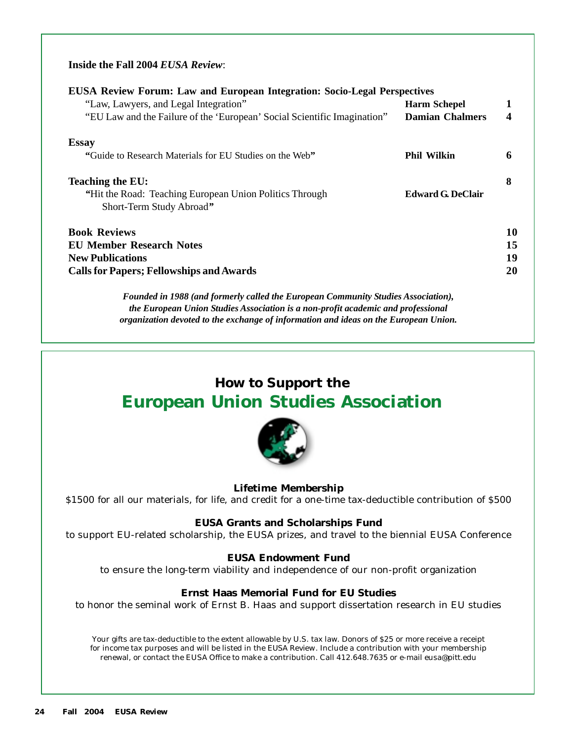**Inside the Fall 2004 *EUSA Review*:**

| | | |
|---|---|---|
| **EUSA Review Forum: Law and European Integration: Socio-Legal Perspectives** | | |
| "Law, Lawyers, and Legal Integration" | **Harm Schepel** | **1** |
| "EU Law and the Failure of the 'European' Social Scientific Imagination" | **Damian Chalmers** | **4** |
| **Essay** | | |
| "Guide to Research Materials for EU Studies on the Web" | **Phil Wilkin** | **6** |
| **Teaching the EU:** | | **8** |
| "Hit the Road: Teaching European Union Politics Through Short-Term Study Abroad" | **Edward G. DeClair** | |
| **Book Reviews** | | **10** |
| **EU Member Research Notes** | | **15** |
| **New Publications** | | **19** |
| **Calls for Papers; Fellowships and Awards** | | **20** |

***Founded in 1988 (and formerly called the European Community Studies Association), the European Union Studies Association is a non-profit academic and professional organization devoted to the exchange of information and ideas on the European Union.***

## How to Support the
# European Union Studies Association

**Lifetime Membership**
$1500 for all our materials, for life, and credit for a one-time tax-deductible contribution of $500

**EUSA Grants and Scholarships Fund**
to support EU-related scholarship, the EUSA prizes, and travel to the biennial EUSA Conference

**EUSA Endowment Fund**
to ensure the long-term viability and independence of our non-profit organization

**Ernst Haas Memorial Fund for EU Studies**
to honor the seminal work of Ernst B. Haas and support dissertation research in EU studies

Your gifts are tax-deductible to the extent allowable by U.S. tax law. Donors of $25 or more receive a receipt for income tax purposes and will be listed in the EUSA Review. Include a contribution with your membership renewal, or contact the EUSA Office to make a contribution. Call 412.648.7635 or e-mail eusa@pitt.edu